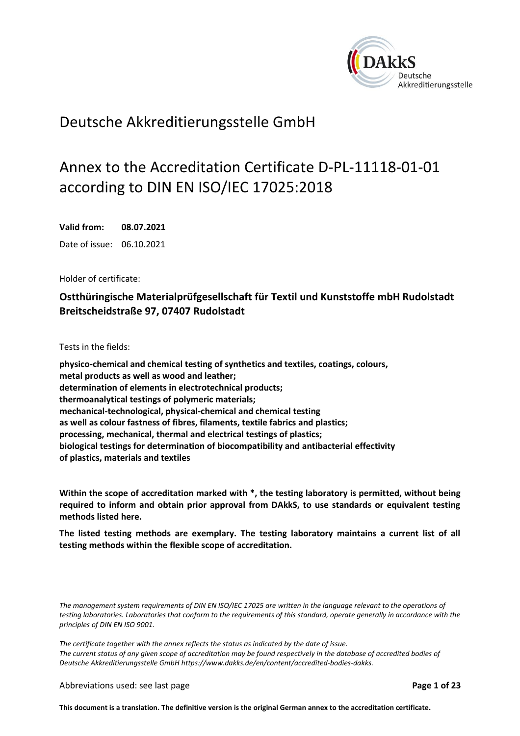# Deutsche Akkreditierungsstelle GmbH

## Annex to the Accreditation Certificate D-PL-11118-01-01 according to DIN EN ISO/IEC 17025:2018

**Valid from: 08.07.2021**

Date of issue: 06.10.2021

Holder of certificate:

**Ostthüringische Materialprüfgesellschaft für Textil und Kunststoffe mbH Rudolstadt**
**Breitscheidstraße 97, 07407 Rudolstadt**

Tests in the fields:

**physico-chemical and chemical testing of synthetics and textiles, coatings, colours, metal products as well as wood and leather;**
**determination of elements in electrotechnical products;**
**thermoanalytical testings of polymeric materials;**
**mechanical-technological, physical-chemical and chemical testing as well as colour fastness of fibres, filaments, textile fabrics and plastics;**
**processing, mechanical, thermal and electrical testings of plastics;**
**biological testings for determination of biocompatibility and antibacterial effectivity of plastics, materials and textiles**

**Within the scope of accreditation marked with *, the testing laboratory is permitted, without being required to inform and obtain prior approval from DAkkS, to use standards or equivalent testing methods listed here.**

**The listed testing methods are exemplary. The testing laboratory maintains a current list of all testing methods within the flexible scope of accreditation.**

*The management system requirements of DIN EN ISO/IEC 17025 are written in the language relevant to the operations of testing laboratories. Laboratories that conform to the requirements of this standard, operate generally in accordance with the principles of DIN EN ISO 9001.*

*The certificate together with the annex reflects the status as indicated by the date of issue. The current status of any given scope of accreditation may be found respectively in the database of accredited bodies of Deutsche Akkreditierungsstelle GmbH https://www.dakks.de/en/content/accredited-bodies-dakks.*

Abbreviations used: see last page

**This document is a translation. The definitive version is the original German annex to the accreditation certificate.**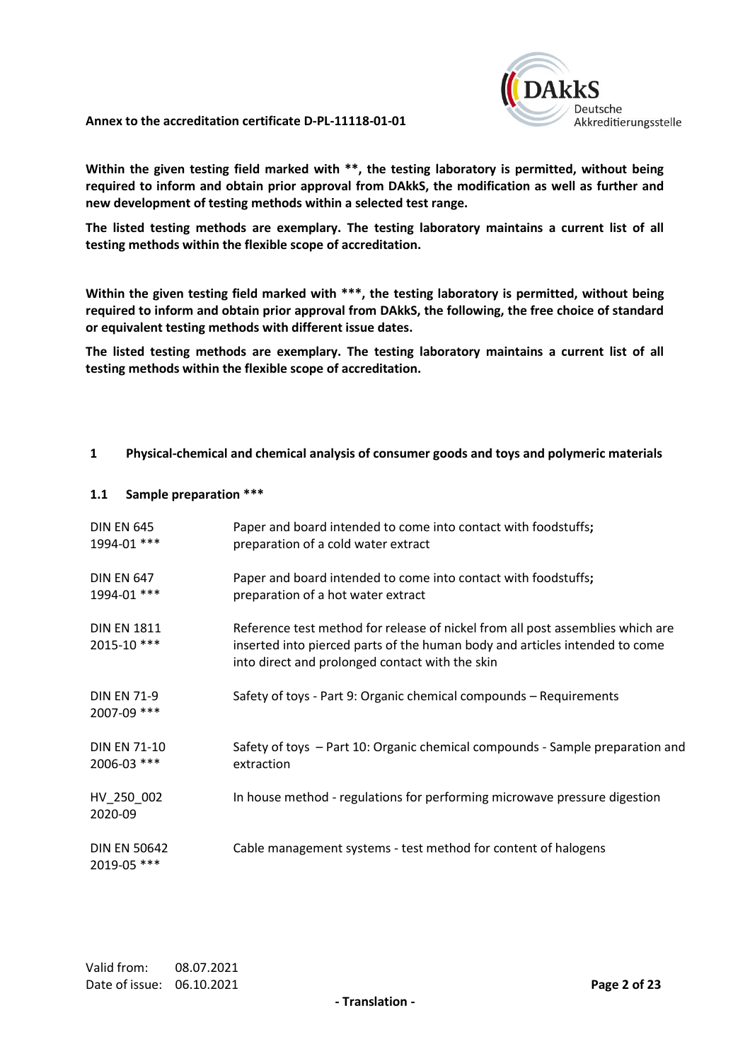**Within the given testing field marked with **, the testing laboratory is permitted, without being required to inform and obtain prior approval from DAkkS, the modification as well as further and new development of testing methods within a selected test range.**

**The listed testing methods are exemplary. The testing laboratory maintains a current list of all testing methods within the flexible scope of accreditation.**

**Within the given testing field marked with ***, the testing laboratory is permitted, without being required to inform and obtain prior approval from DAkkS, the following, the free choice of standard or equivalent testing methods with different issue dates.**

**The listed testing methods are exemplary. The testing laboratory maintains a current list of all testing methods within the flexible scope of accreditation.**

## 1 Physical-chemical and chemical analysis of consumer goods and toys and polymeric materials

### 1.1 Sample preparation ***

| | |
|---|---|
| DIN EN 645 1994-01 *** | Paper and board intended to come into contact with foodstuffs; preparation of a cold water extract |
| DIN EN 647 1994-01 *** | Paper and board intended to come into contact with foodstuffs; preparation of a hot water extract |
| DIN EN 1811 2015-10 *** | Reference test method for release of nickel from all post assemblies which are inserted into pierced parts of the human body and articles intended to come into direct and prolonged contact with the skin |
| DIN EN 71-9 2007-09 *** | Safety of toys - Part 9: Organic chemical compounds – Requirements |
| DIN EN 71-10 2006-03 *** | Safety of toys – Part 10: Organic chemical compounds - Sample preparation and extraction |
| HV_250_002 2020-09 | In house method - regulations for performing microwave pressure digestion |
| DIN EN 50642 2019-05 *** | Cable management systems - test method for content of halogens |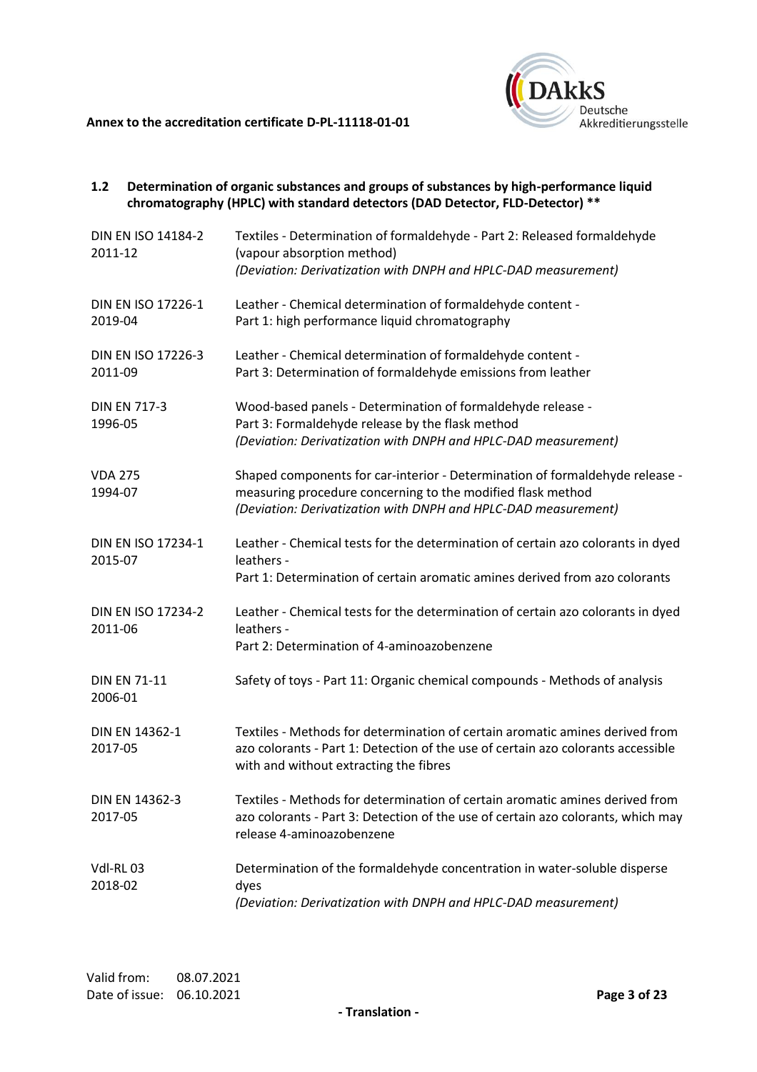### 1.2 Determination of organic substances and groups of substances by high-performance liquid chromatography (HPLC) with standard detectors (DAD Detector, FLD-Detector) **

| | |
|---|---|
| DIN EN ISO 14184-2<br>2011-12 | Textiles - Determination of formaldehyde - Part 2: Released formaldehyde (vapour absorption method)<br>*(Deviation: Derivatization with DNPH and HPLC-DAD measurement)* |
| DIN EN ISO 17226-1<br>2019-04 | Leather - Chemical determination of formaldehyde content -<br>Part 1: high performance liquid chromatography |
| DIN EN ISO 17226-3<br>2011-09 | Leather - Chemical determination of formaldehyde content -<br>Part 3: Determination of formaldehyde emissions from leather |
| DIN EN 717-3<br>1996-05 | Wood-based panels - Determination of formaldehyde release -<br>Part 3: Formaldehyde release by the flask method<br>*(Deviation: Derivatization with DNPH and HPLC-DAD measurement)* |
| VDA 275<br>1994-07 | Shaped components for car-interior - Determination of formaldehyde release - measuring procedure concerning to the modified flask method<br>*(Deviation: Derivatization with DNPH and HPLC-DAD measurement)* |
| DIN EN ISO 17234-1<br>2015-07 | Leather - Chemical tests for the determination of certain azo colorants in dyed leathers -<br>Part 1: Determination of certain aromatic amines derived from azo colorants |
| DIN EN ISO 17234-2<br>2011-06 | Leather - Chemical tests for the determination of certain azo colorants in dyed leathers -<br>Part 2: Determination of 4-aminoazobenzene |
| DIN EN 71-11<br>2006-01 | Safety of toys - Part 11: Organic chemical compounds - Methods of analysis |
| DIN EN 14362-1<br>2017-05 | Textiles - Methods for determination of certain aromatic amines derived from azo colorants - Part 1: Detection of the use of certain azo colorants accessible with and without extracting the fibres |
| DIN EN 14362-3<br>2017-05 | Textiles - Methods for determination of certain aromatic amines derived from azo colorants - Part 3: Detection of the use of certain azo colorants, which may release 4-aminoazobenzene |
| VdI-RL 03<br>2018-02 | Determination of the formaldehyde concentration in water-soluble disperse dyes<br>*(Deviation: Derivatization with DNPH and HPLC-DAD measurement)* |

Valid from: 08.07.2021
Date of issue: 06.10.2021

- Translation -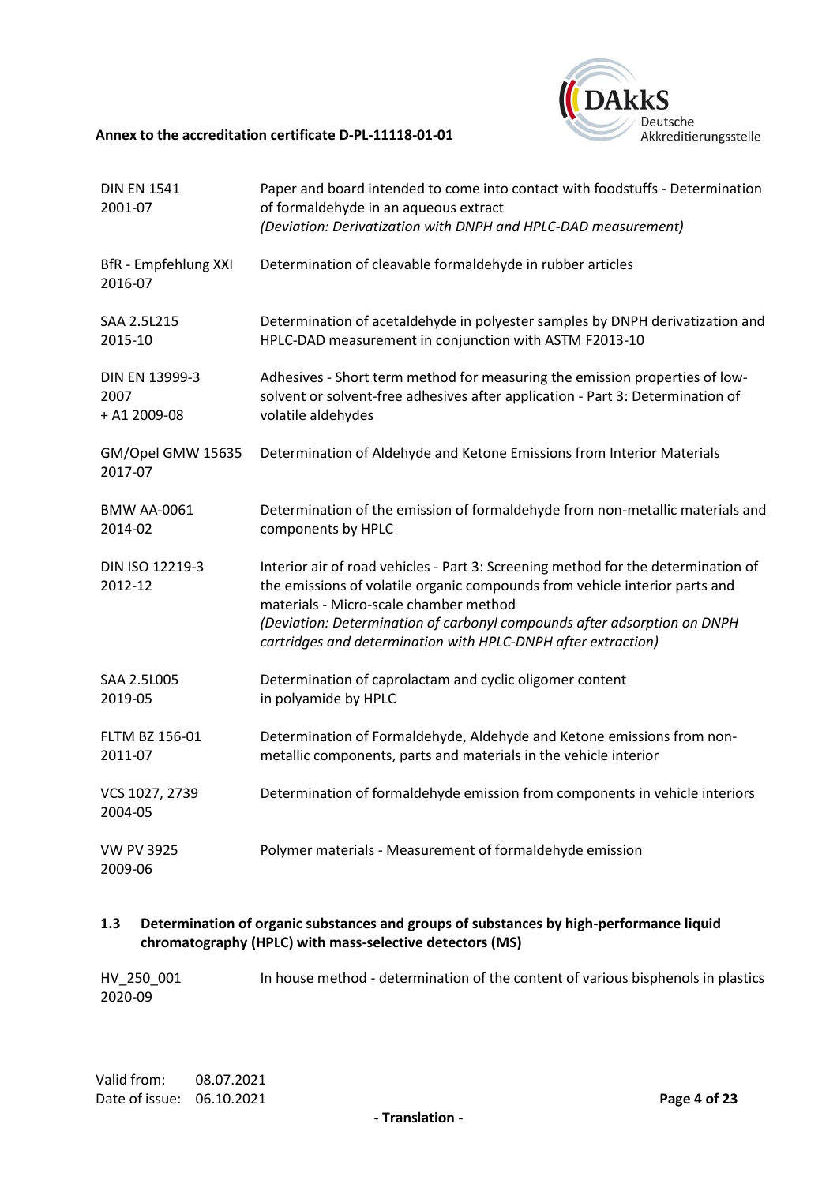| | |
|---|---|
| DIN EN 1541<br>2001-07 | Paper and board intended to come into contact with foodstuffs - Determination of formaldehyde in an aqueous extract<br>*(Deviation: Derivatization with DNPH and HPLC-DAD measurement)* |
| BfR - Empfehlung XXI<br>2016-07 | Determination of cleavable formaldehyde in rubber articles |
| SAA 2.5L215<br>2015-10 | Determination of acetaldehyde in polyester samples by DNPH derivatization and HPLC-DAD measurement in conjunction with ASTM F2013-10 |
| DIN EN 13999-3<br>2007<br>+ A1 2009-08 | Adhesives - Short term method for measuring the emission properties of low-solvent or solvent-free adhesives after application - Part 3: Determination of volatile aldehydes |
| GM/Opel GMW 15635<br>2017-07 | Determination of Aldehyde and Ketone Emissions from Interior Materials |
| BMW AA-0061<br>2014-02 | Determination of the emission of formaldehyde from non-metallic materials and components by HPLC |
| DIN ISO 12219-3<br>2012-12 | Interior air of road vehicles - Part 3: Screening method for the determination of the emissions of volatile organic compounds from vehicle interior parts and materials - Micro-scale chamber method<br>*(Deviation: Determination of carbonyl compounds after adsorption on DNPH cartridges and determination with HPLC-DNPH after extraction)* |
| SAA 2.5L005<br>2019-05 | Determination of caprolactam and cyclic oligomer content in polyamide by HPLC |
| FLTM BZ 156-01<br>2011-07 | Determination of Formaldehyde, Aldehyde and Ketone emissions from non-metallic components, parts and materials in the vehicle interior |
| VCS 1027, 2739<br>2004-05 | Determination of formaldehyde emission from components in vehicle interiors |
| VW PV 3925<br>2009-06 | Polymer materials - Measurement of formaldehyde emission |

### 1.3 Determination of organic substances and groups of substances by high-performance liquid chromatography (HPLC) with mass-selective detectors (MS)

| | |
|---|---|
| HV_250_001<br>2020-09 | In house method - determination of the content of various bisphenols in plastics |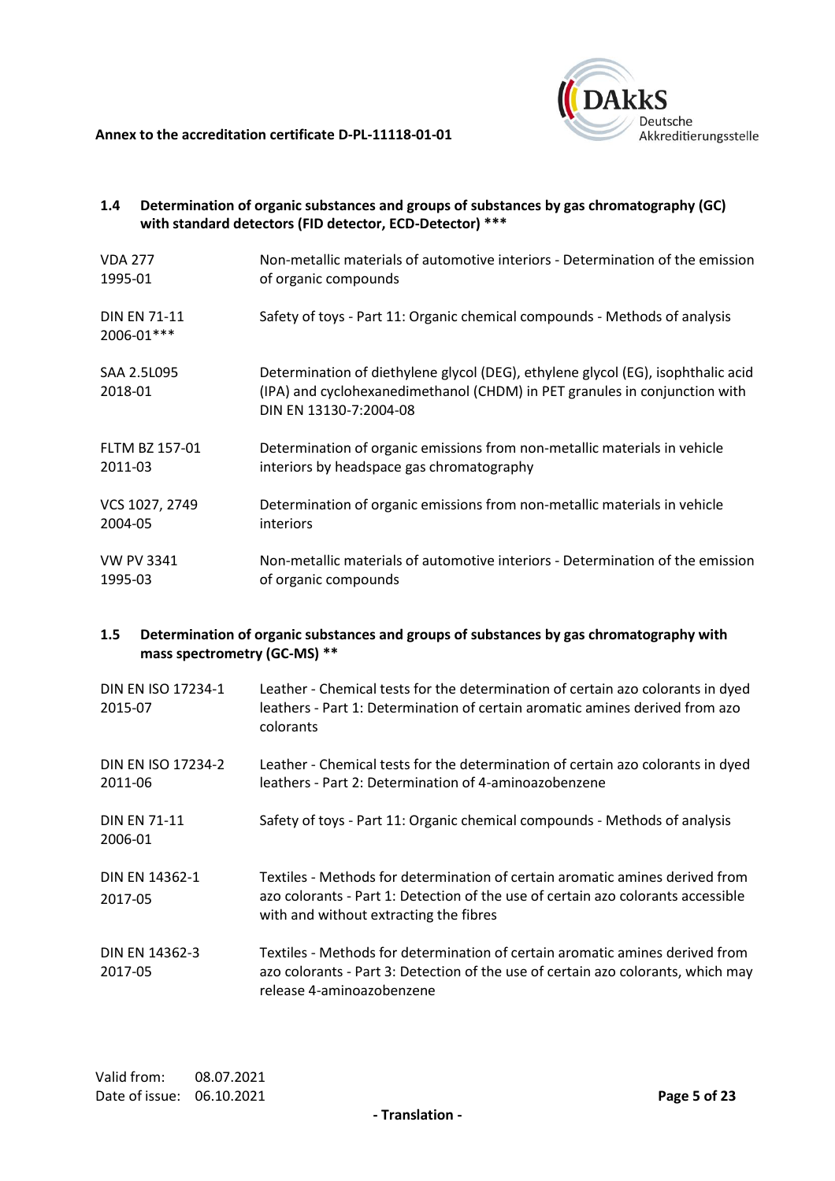## 1.4 Determination of organic substances and groups of substances by gas chromatography (GC) with standard detectors (FID detector, ECD-Detector) ***

| | |
|---|---|
| VDA 277<br>1995-01 | Non-metallic materials of automotive interiors - Determination of the emission of organic compounds |
| DIN EN 71-11<br>2006-01*** | Safety of toys - Part 11: Organic chemical compounds - Methods of analysis |
| SAA 2.5L095<br>2018-01 | Determination of diethylene glycol (DEG), ethylene glycol (EG), isophthalic acid (IPA) and cyclohexanedimethanol (CHDM) in PET granules in conjunction with DIN EN 13130-7:2004-08 |
| FLTM BZ 157-01<br>2011-03 | Determination of organic emissions from non-metallic materials in vehicle interiors by headspace gas chromatography |
| VCS 1027, 2749<br>2004-05 | Determination of organic emissions from non-metallic materials in vehicle interiors |
| VW PV 3341<br>1995-03 | Non-metallic materials of automotive interiors - Determination of the emission of organic compounds |

## 1.5 Determination of organic substances and groups of substances by gas chromatography with mass spectrometry (GC-MS) **

| | |
|---|---|
| DIN EN ISO 17234-1<br>2015-07 | Leather - Chemical tests for the determination of certain azo colorants in dyed leathers - Part 1: Determination of certain aromatic amines derived from azo colorants |
| DIN EN ISO 17234-2<br>2011-06 | Leather - Chemical tests for the determination of certain azo colorants in dyed leathers - Part 2: Determination of 4-aminoazobenzene |
| DIN EN 71-11<br>2006-01 | Safety of toys - Part 11: Organic chemical compounds - Methods of analysis |
| DIN EN 14362-1<br>2017-05 | Textiles - Methods for determination of certain aromatic amines derived from azo colorants - Part 1: Detection of the use of certain azo colorants accessible with and without extracting the fibres |
| DIN EN 14362-3<br>2017-05 | Textiles - Methods for determination of certain aromatic amines derived from azo colorants - Part 3: Detection of the use of certain azo colorants, which may release 4-aminoazobenzene |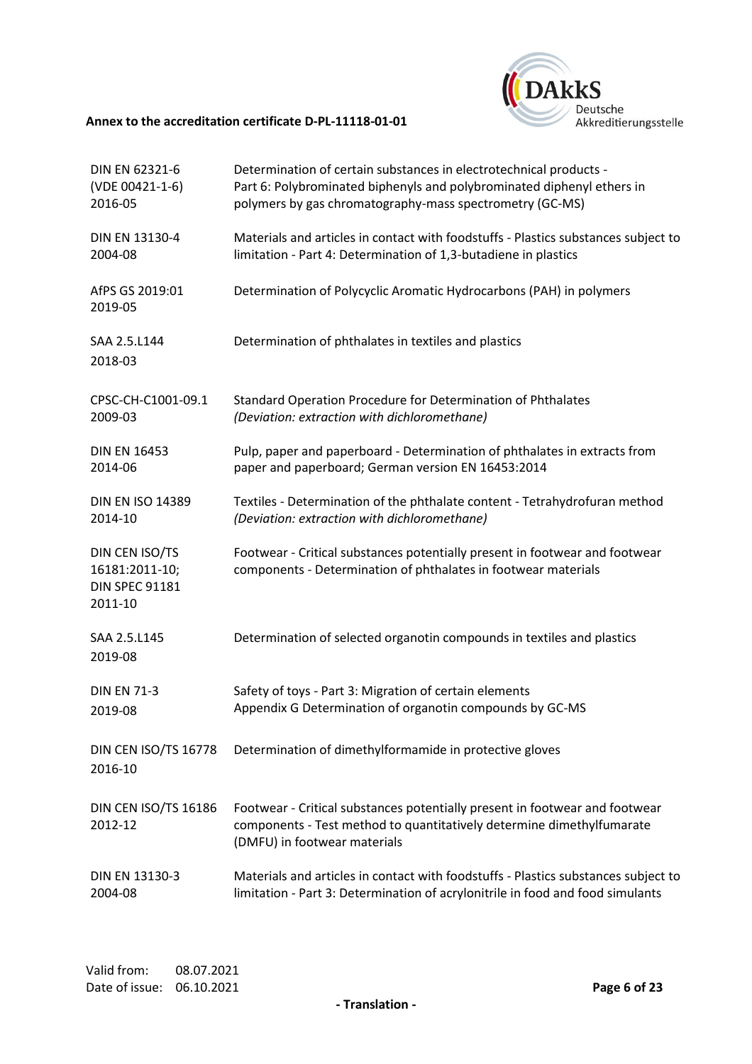| | |
|---|---|
| DIN EN 62321-6 (VDE 00421-1-6) 2016-05 | Determination of certain substances in electrotechnical products - Part 6: Polybrominated biphenyls and polybrominated diphenyl ethers in polymers by gas chromatography-mass spectrometry (GC-MS) |
| DIN EN 13130-4 2004-08 | Materials and articles in contact with foodstuffs - Plastics substances subject to limitation - Part 4: Determination of 1,3-butadiene in plastics |
| AfPS GS 2019:01 2019-05 | Determination of Polycyclic Aromatic Hydrocarbons (PAH) in polymers |
| SAA 2.5.L144 2018-03 | Determination of phthalates in textiles and plastics |
| CPSC-CH-C1001-09.1 2009-03 | Standard Operation Procedure for Determination of Phthalates *(Deviation: extraction with dichloromethane)* |
| DIN EN 16453 2014-06 | Pulp, paper and paperboard - Determination of phthalates in extracts from paper and paperboard; German version EN 16453:2014 |
| DIN EN ISO 14389 2014-10 | Textiles - Determination of the phthalate content - Tetrahydrofuran method *(Deviation: extraction with dichloromethane)* |
| DIN CEN ISO/TS 16181:2011-10; DIN SPEC 91181 2011-10 | Footwear - Critical substances potentially present in footwear and footwear components - Determination of phthalates in footwear materials |
| SAA 2.5.L145 2019-08 | Determination of selected organotin compounds in textiles and plastics |
| DIN EN 71-3 2019-08 | Safety of toys - Part 3: Migration of certain elements Appendix G Determination of organotin compounds by GC-MS |
| DIN CEN ISO/TS 16778 2016-10 | Determination of dimethylformamide in protective gloves |
| DIN CEN ISO/TS 16186 2012-12 | Footwear - Critical substances potentially present in footwear and footwear components - Test method to quantitatively determine dimethylfumarate (DMFU) in footwear materials |
| DIN EN 13130-3 2004-08 | Materials and articles in contact with foodstuffs - Plastics substances subject to limitation - Part 3: Determination of acrylonitrile in food and food simulants |

Valid from: 08.07.2021
Date of issue: 06.10.2021

**- Translation -**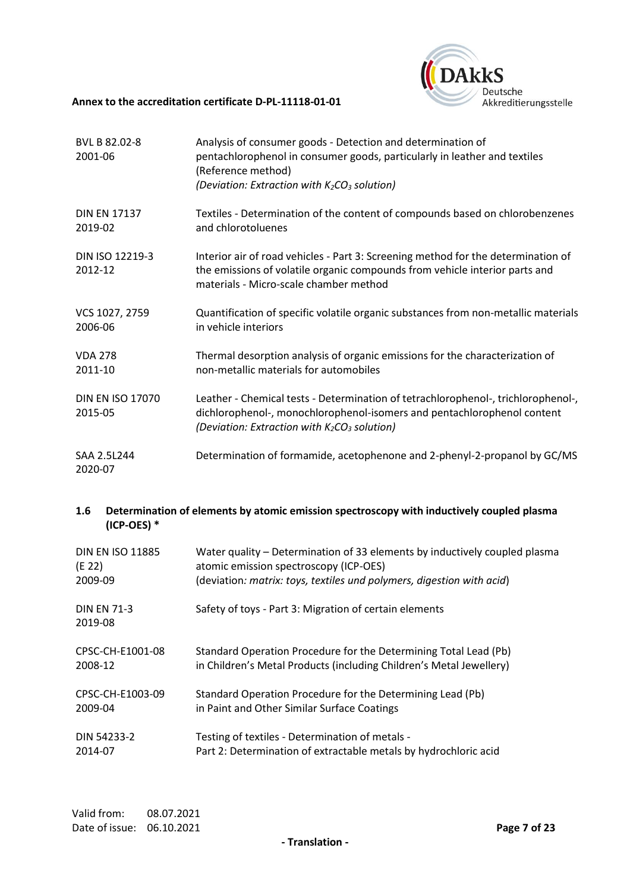| | |
|---|---|
| BVL B 82.02-8<br>2001-06 | Analysis of consumer goods - Detection and determination of pentachlorophenol in consumer goods, particularly in leather and textiles (Reference method)<br>*(Deviation: Extraction with $K_2CO_3$ solution)* |
| DIN EN 17137<br>2019-02 | Textiles - Determination of the content of compounds based on chlorobenzenes and chlorotoluenes |
| DIN ISO 12219-3<br>2012-12 | Interior air of road vehicles - Part 3: Screening method for the determination of the emissions of volatile organic compounds from vehicle interior parts and materials - Micro-scale chamber method |
| VCS 1027, 2759<br>2006-06 | Quantification of specific volatile organic substances from non-metallic materials in vehicle interiors |
| VDA 278<br>2011-10 | Thermal desorption analysis of organic emissions for the characterization of non-metallic materials for automobiles |
| DIN EN ISO 17070<br>2015-05 | Leather - Chemical tests - Determination of tetrachlorophenol-, trichlorophenol-, dichlorophenol-, monochlorophenol-isomers and pentachlorophenol content<br>*(Deviation: Extraction with $K_2CO_3$ solution)* |
| SAA 2.5L244<br>2020-07 | Determination of formamide, acetophenone and 2-phenyl-2-propanol by GC/MS |

### 1.6 Determination of elements by atomic emission spectroscopy with inductively coupled plasma (ICP-OES) *

| | |
|---|---|
| DIN EN ISO 11885<br>(E 22)<br>2009-09 | Water quality – Determination of 33 elements by inductively coupled plasma atomic emission spectroscopy (ICP-OES)<br>(deviation*: matrix: toys, textiles und polymers, digestion with acid*) |
| DIN EN 71-3<br>2019-08 | Safety of toys - Part 3: Migration of certain elements |
| CPSC-CH-E1001-08<br>2008-12 | Standard Operation Procedure for the Determining Total Lead (Pb) in Children's Metal Products (including Children's Metal Jewellery) |
| CPSC-CH-E1003-09<br>2009-04 | Standard Operation Procedure for the Determining Lead (Pb) in Paint and Other Similar Surface Coatings |
| DIN 54233-2<br>2014-07 | Testing of textiles - Determination of metals -<br>Part 2: Determination of extractable metals by hydrochloric acid |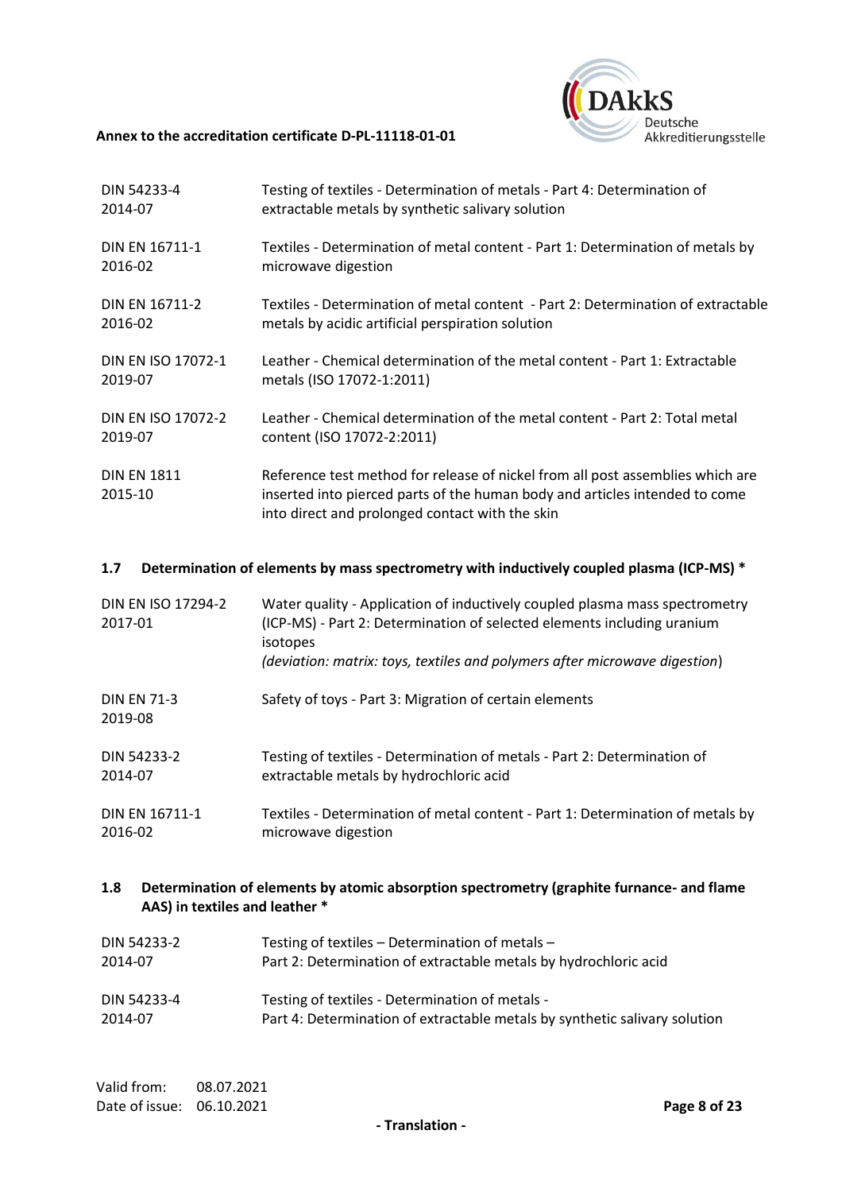| | |
|---|---|
| DIN 54233-4 2014-07 | Testing of textiles - Determination of metals - Part 4: Determination of extractable metals by synthetic salivary solution |
| DIN EN 16711-1 2016-02 | Textiles - Determination of metal content - Part 1: Determination of metals by microwave digestion |
| DIN EN 16711-2 2016-02 | Textiles - Determination of metal content - Part 2: Determination of extractable metals by acidic artificial perspiration solution |
| DIN EN ISO 17072-1 2019-07 | Leather - Chemical determination of the metal content - Part 1: Extractable metals (ISO 17072-1:2011) |
| DIN EN ISO 17072-2 2019-07 | Leather - Chemical determination of the metal content - Part 2: Total metal content (ISO 17072-2:2011) |
| DIN EN 1811 2015-10 | Reference test method for release of nickel from all post assemblies which are inserted into pierced parts of the human body and articles intended to come into direct and prolonged contact with the skin |

### 1.7 Determination of elements by mass spectrometry with inductively coupled plasma (ICP-MS) *

| | |
|---|---|
| DIN EN ISO 17294-2 2017-01 | Water quality - Application of inductively coupled plasma mass spectrometry (ICP-MS) - Part 2: Determination of selected elements including uranium isotopes *(deviation: matrix: toys, textiles and polymers after microwave digestion)* |
| DIN EN 71-3 2019-08 | Safety of toys - Part 3: Migration of certain elements |
| DIN 54233-2 2014-07 | Testing of textiles - Determination of metals - Part 2: Determination of extractable metals by hydrochloric acid |
| DIN EN 16711-1 2016-02 | Textiles - Determination of metal content - Part 1: Determination of metals by microwave digestion |

### 1.8 Determination of elements by atomic absorption spectrometry (graphite furnace- and flame AAS) in textiles and leather *

| | |
|---|---|
| DIN 54233-2 2014-07 | Testing of textiles – Determination of metals – Part 2: Determination of extractable metals by hydrochloric acid |
| DIN 54233-4 2014-07 | Testing of textiles - Determination of metals - Part 4: Determination of extractable metals by synthetic salivary solution |

Valid from: 08.07.2021
Date of issue: 06.10.2021

- Translation -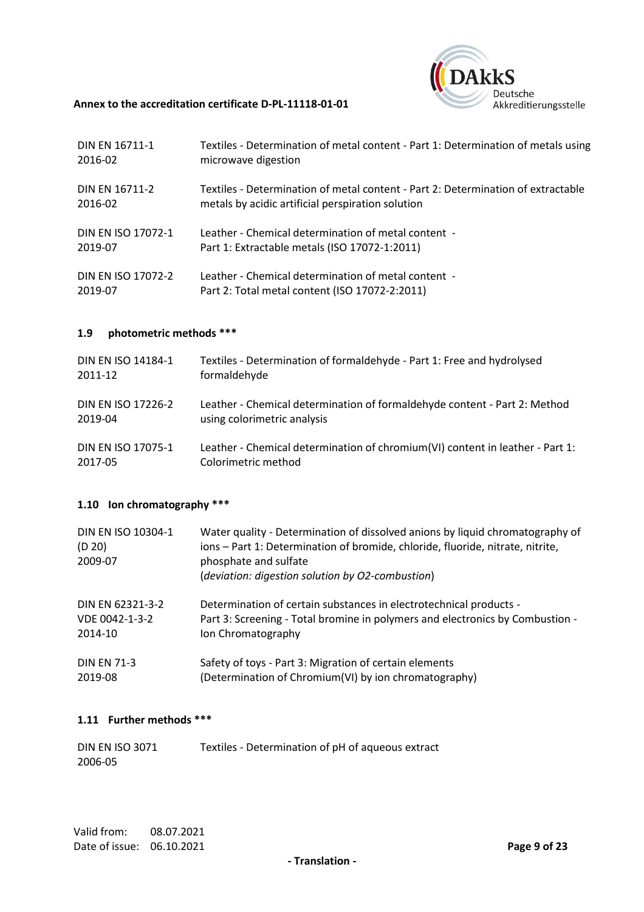| | |
|---|---|
| DIN EN 16711-1<br>2016-02 | Textiles - Determination of metal content - Part 1: Determination of metals using microwave digestion |
| DIN EN 16711-2<br>2016-02 | Textiles - Determination of metal content - Part 2: Determination of extractable metals by acidic artificial perspiration solution |
| DIN EN ISO 17072-1<br>2019-07 | Leather - Chemical determination of metal content -<br>Part 1: Extractable metals (ISO 17072-1:2011) |
| DIN EN ISO 17072-2<br>2019-07 | Leather - Chemical determination of metal content -<br>Part 2: Total metal content (ISO 17072-2:2011) |

### 1.9 photometric methods ***

| | |
|---|---|
| DIN EN ISO 14184-1<br>2011-12 | Textiles - Determination of formaldehyde - Part 1: Free and hydrolysed formaldehyde |
| DIN EN ISO 17226-2<br>2019-04 | Leather - Chemical determination of formaldehyde content - Part 2: Method using colorimetric analysis |
| DIN EN ISO 17075-1<br>2017-05 | Leather - Chemical determination of chromium(VI) content in leather - Part 1: Colorimetric method |

### 1.10 Ion chromatography ***

| | |
|---|---|
| DIN EN ISO 10304-1<br>(D 20)<br>2009-07 | Water quality - Determination of dissolved anions by liquid chromatography of ions – Part 1: Determination of bromide, chloride, fluoride, nitrate, nitrite, phosphate and sulfate<br>(*deviation: digestion solution by O2-combustion*) |
| DIN EN 62321-3-2<br>VDE 0042-1-3-2<br>2014-10 | Determination of certain substances in electrotechnical products -<br>Part 3: Screening - Total bromine in polymers and electronics by Combustion - Ion Chromatography |
| DIN EN 71-3<br>2019-08 | Safety of toys - Part 3: Migration of certain elements<br>(Determination of Chromium(VI) by ion chromatography) |

### 1.11 Further methods ***

| | |
|---|---|
| DIN EN ISO 3071<br>2006-05 | Textiles - Determination of pH of aqueous extract |

Valid from: 08.07.2021
Date of issue: 06.10.2021

- Translation -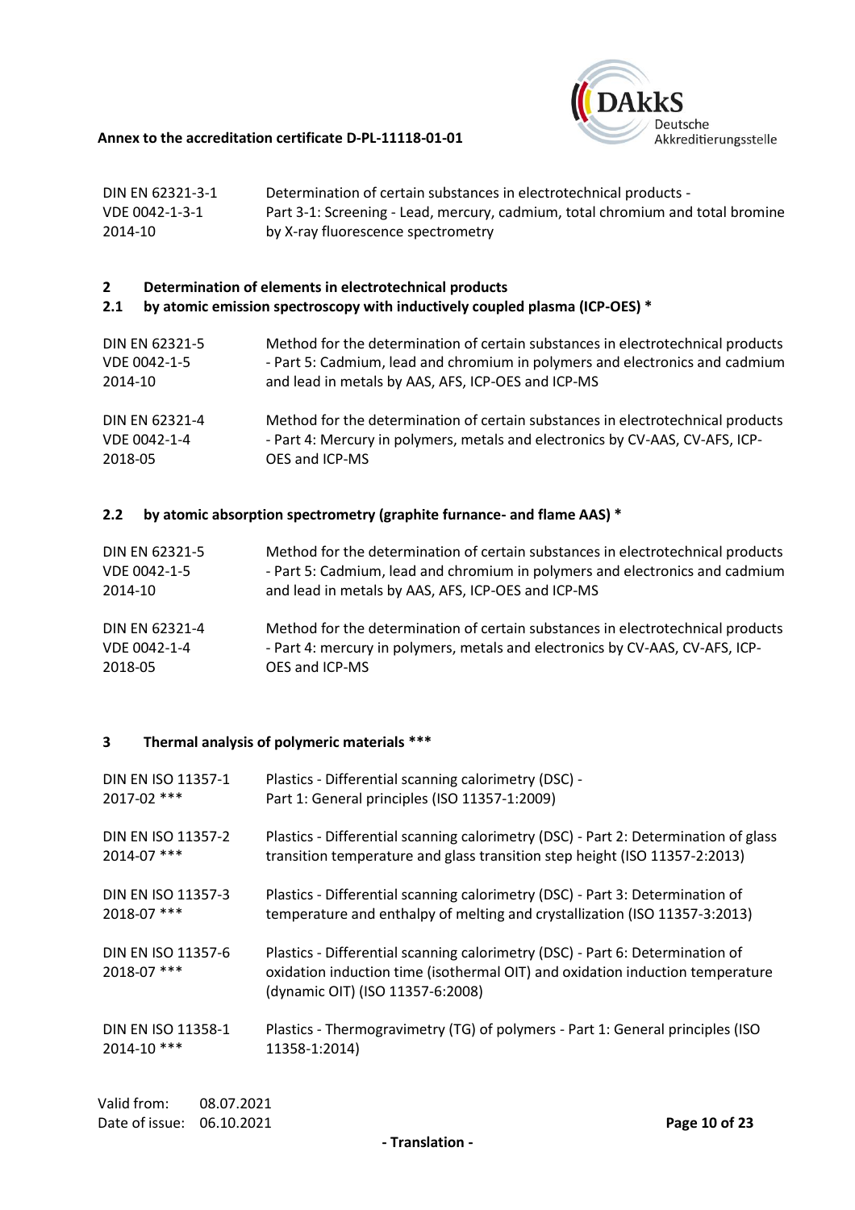| | |
|---|---|
| DIN EN 62321-3-1<br>VDE 0042-1-3-1<br>2014-10 | Determination of certain substances in electrotechnical products - Part 3-1: Screening - Lead, mercury, cadmium, total chromium and total bromine by X-ray fluorescence spectrometry |

## 2 Determination of elements in electrotechnical products

### 2.1 by atomic emission spectroscopy with inductively coupled plasma (ICP-OES) *

| | |
|---|---|
| DIN EN 62321-5<br>VDE 0042-1-5<br>2014-10 | Method for the determination of certain substances in electrotechnical products - Part 5: Cadmium, lead and chromium in polymers and electronics and cadmium and lead in metals by AAS, AFS, ICP-OES and ICP-MS |
| DIN EN 62321-4<br>VDE 0042-1-4<br>2018-05 | Method for the determination of certain substances in electrotechnical products - Part 4: Mercury in polymers, metals and electronics by CV-AAS, CV-AFS, ICP-OES and ICP-MS |

### 2.2 by atomic absorption spectrometry (graphite furnance- and flame AAS) *

| | |
|---|---|
| DIN EN 62321-5<br>VDE 0042-1-5<br>2014-10 | Method for the determination of certain substances in electrotechnical products - Part 5: Cadmium, lead and chromium in polymers and electronics and cadmium and lead in metals by AAS, AFS, ICP-OES and ICP-MS |
| DIN EN 62321-4<br>VDE 0042-1-4<br>2018-05 | Method for the determination of certain substances in electrotechnical products - Part 4: mercury in polymers, metals and electronics by CV-AAS, CV-AFS, ICP-OES and ICP-MS |

## 3 Thermal analysis of polymeric materials ***

| | |
|---|---|
| DIN EN ISO 11357-1<br>2017-02 *** | Plastics - Differential scanning calorimetry (DSC) - Part 1: General principles (ISO 11357-1:2009) |
| DIN EN ISO 11357-2<br>2014-07 *** | Plastics - Differential scanning calorimetry (DSC) - Part 2: Determination of glass transition temperature and glass transition step height (ISO 11357-2:2013) |
| DIN EN ISO 11357-3<br>2018-07 *** | Plastics - Differential scanning calorimetry (DSC) - Part 3: Determination of temperature and enthalpy of melting and crystallization (ISO 11357-3:2013) |
| DIN EN ISO 11357-6<br>2018-07 *** | Plastics - Differential scanning calorimetry (DSC) - Part 6: Determination of oxidation induction time (isothermal OIT) and oxidation induction temperature (dynamic OIT) (ISO 11357-6:2008) |
| DIN EN ISO 11358-1<br>2014-10 *** | Plastics - Thermogravimetry (TG) of polymers - Part 1: General principles (ISO 11358-1:2014) |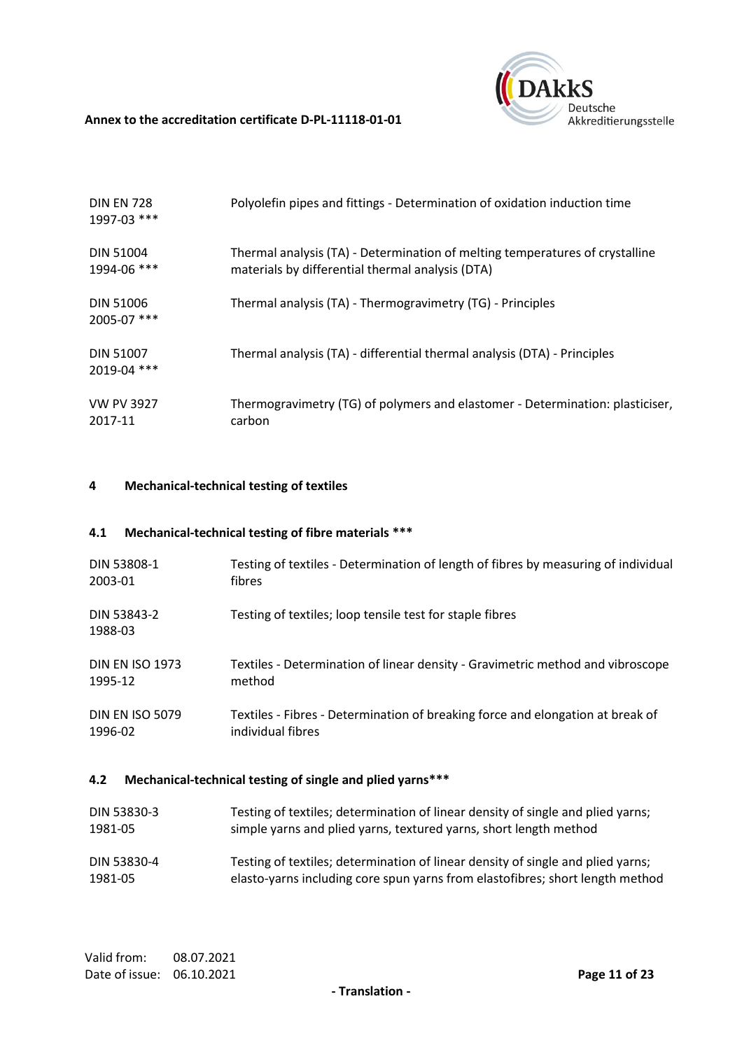| | |
|---|---|
| DIN EN 728 1997-03 *** | Polyolefin pipes and fittings - Determination of oxidation induction time |
| DIN 51004 1994-06 *** | Thermal analysis (TA) - Determination of melting temperatures of crystalline materials by differential thermal analysis (DTA) |
| DIN 51006 2005-07 *** | Thermal analysis (TA) - Thermogravimetry (TG) - Principles |
| DIN 51007 2019-04 *** | Thermal analysis (TA) - differential thermal analysis (DTA) - Principles |
| VW PV 3927 2017-11 | Thermogravimetry (TG) of polymers and elastomer - Determination: plasticiser, carbon |

## 4 Mechanical-technical testing of textiles

### 4.1 Mechanical-technical testing of fibre materials ***

| | |
|---|---|
| DIN 53808-1 2003-01 | Testing of textiles - Determination of length of fibres by measuring of individual fibres |
| DIN 53843-2 1988-03 | Testing of textiles; loop tensile test for staple fibres |
| DIN EN ISO 1973 1995-12 | Textiles - Determination of linear density - Gravimetric method and vibroscope method |
| DIN EN ISO 5079 1996-02 | Textiles - Fibres - Determination of breaking force and elongation at break of individual fibres |

### 4.2 Mechanical-technical testing of single and plied yarns***

| | |
|---|---|
| DIN 53830-3 1981-05 | Testing of textiles; determination of linear density of single and plied yarns; simple yarns and plied yarns, textured yarns, short length method |
| DIN 53830-4 1981-05 | Testing of textiles; determination of linear density of single and plied yarns; elasto-yarns including core spun yarns from elastofibres; short length method |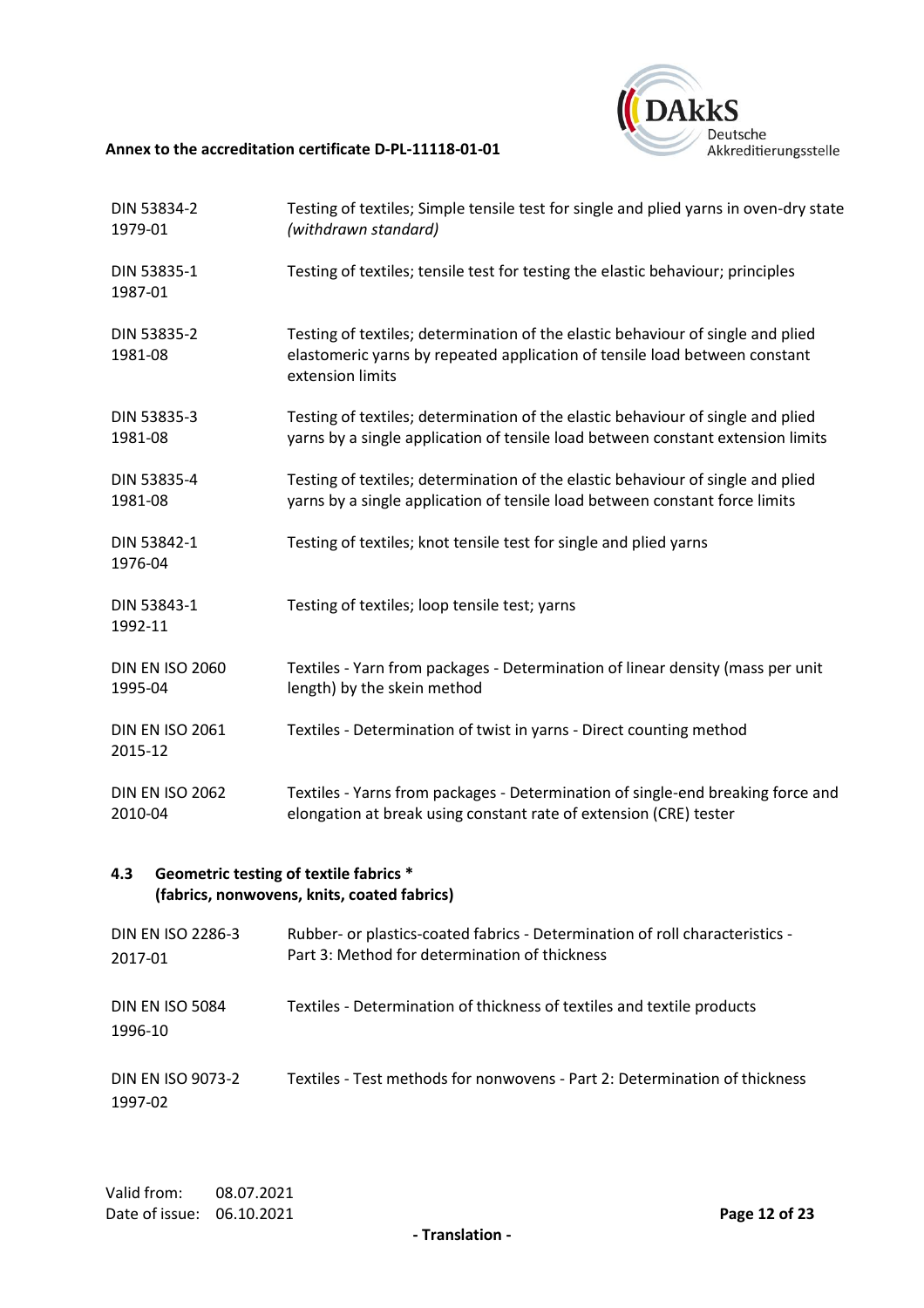| | |
|---|---|
| DIN 53834-2<br>1979-01 | Testing of textiles; Simple tensile test for single and plied yarns in oven-dry state *(withdrawn standard)* |
| DIN 53835-1<br>1987-01 | Testing of textiles; tensile test for testing the elastic behaviour; principles |
| DIN 53835-2<br>1981-08 | Testing of textiles; determination of the elastic behaviour of single and plied elastomeric yarns by repeated application of tensile load between constant extension limits |
| DIN 53835-3<br>1981-08 | Testing of textiles; determination of the elastic behaviour of single and plied yarns by a single application of tensile load between constant extension limits |
| DIN 53835-4<br>1981-08 | Testing of textiles; determination of the elastic behaviour of single and plied yarns by a single application of tensile load between constant force limits |
| DIN 53842-1<br>1976-04 | Testing of textiles; knot tensile test for single and plied yarns |
| DIN 53843-1<br>1992-11 | Testing of textiles; loop tensile test; yarns |
| DIN EN ISO 2060<br>1995-04 | Textiles - Yarn from packages - Determination of linear density (mass per unit length) by the skein method |
| DIN EN ISO 2061<br>2015-12 | Textiles - Determination of twist in yarns - Direct counting method |
| DIN EN ISO 2062<br>2010-04 | Textiles - Yarns from packages - Determination of single-end breaking force and elongation at break using constant rate of extension (CRE) tester |

### 4.3 Geometric testing of textile fabrics * (fabrics, nonwovens, knits, coated fabrics)

| | |
|---|---|
| DIN EN ISO 2286-3<br>2017-01 | Rubber- or plastics-coated fabrics - Determination of roll characteristics - Part 3: Method for determination of thickness |
| DIN EN ISO 5084<br>1996-10 | Textiles - Determination of thickness of textiles and textile products |
| DIN EN ISO 9073-2<br>1997-02 | Textiles - Test methods for nonwovens - Part 2: Determination of thickness |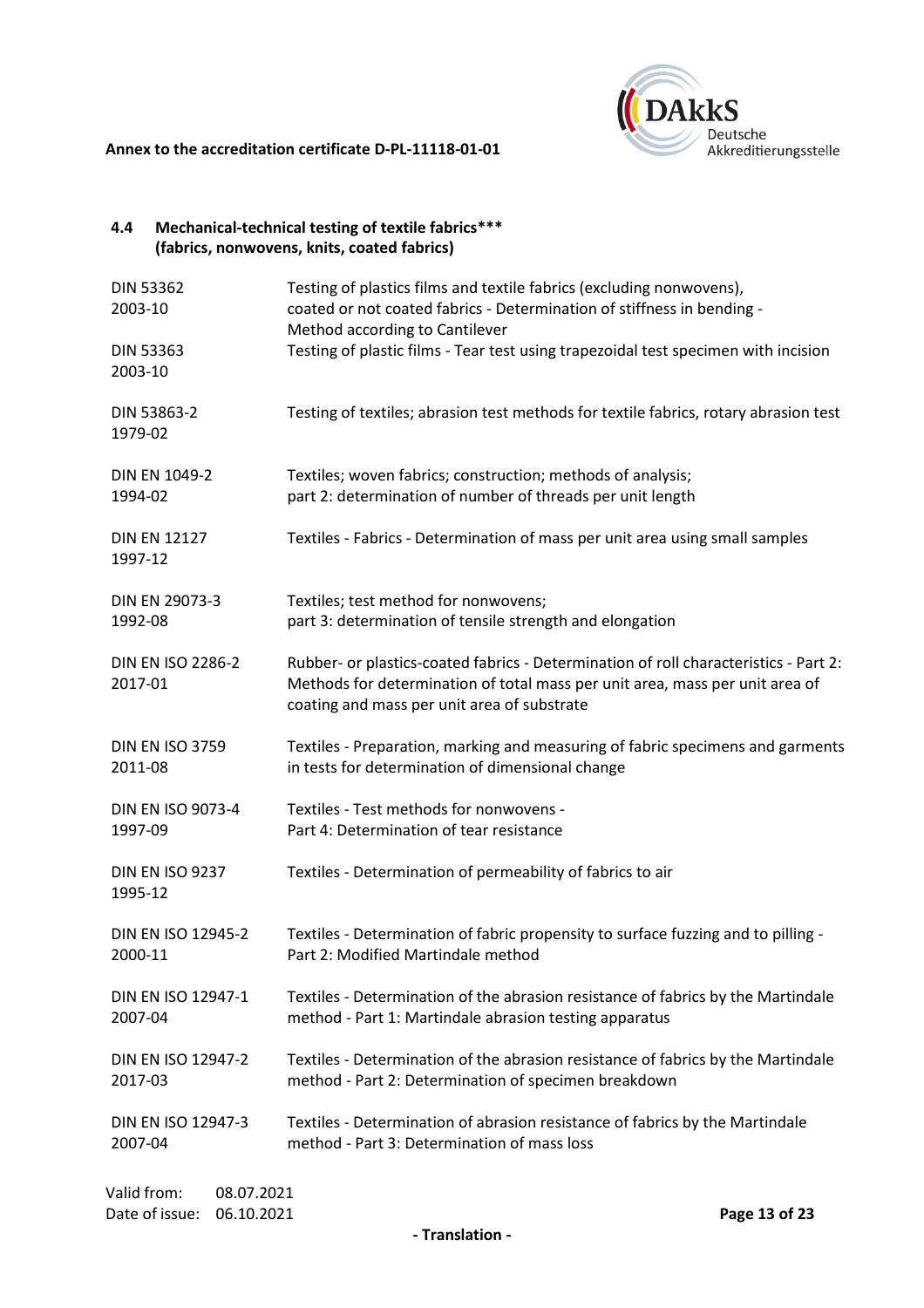### 4.4 Mechanical-technical testing of textile fabrics***
**(fabrics, nonwovens, knits, coated fabrics)**

| Standard | Title |
|---|---|
| DIN 53362 2003-10 | Testing of plastics films and textile fabrics (excluding nonwovens), coated or not coated fabrics - Determination of stiffness in bending - Method according to Cantilever |
| DIN 53363 2003-10 | Testing of plastic films - Tear test using trapezoidal test specimen with incision |
| DIN 53863-2 1979-02 | Testing of textiles; abrasion test methods for textile fabrics, rotary abrasion test |
| DIN EN 1049-2 1994-02 | Textiles; woven fabrics; construction; methods of analysis; part 2: determination of number of threads per unit length |
| DIN EN 12127 1997-12 | Textiles - Fabrics - Determination of mass per unit area using small samples |
| DIN EN 29073-3 1992-08 | Textiles; test method for nonwovens; part 3: determination of tensile strength and elongation |
| DIN EN ISO 2286-2 2017-01 | Rubber- or plastics-coated fabrics - Determination of roll characteristics - Part 2: Methods for determination of total mass per unit area, mass per unit area of coating and mass per unit area of substrate |
| DIN EN ISO 3759 2011-08 | Textiles - Preparation, marking and measuring of fabric specimens and garments in tests for determination of dimensional change |
| DIN EN ISO 9073-4 1997-09 | Textiles - Test methods for nonwovens - Part 4: Determination of tear resistance |
| DIN EN ISO 9237 1995-12 | Textiles - Determination of permeability of fabrics to air |
| DIN EN ISO 12945-2 2000-11 | Textiles - Determination of fabric propensity to surface fuzzing and to pilling - Part 2: Modified Martindale method |
| DIN EN ISO 12947-1 2007-04 | Textiles - Determination of the abrasion resistance of fabrics by the Martindale method - Part 1: Martindale abrasion testing apparatus |
| DIN EN ISO 12947-2 2017-03 | Textiles - Determination of the abrasion resistance of fabrics by the Martindale method - Part 2: Determination of specimen breakdown |
| DIN EN ISO 12947-3 2007-04 | Textiles - Determination of abrasion resistance of fabrics by the Martindale method - Part 3: Determination of mass loss |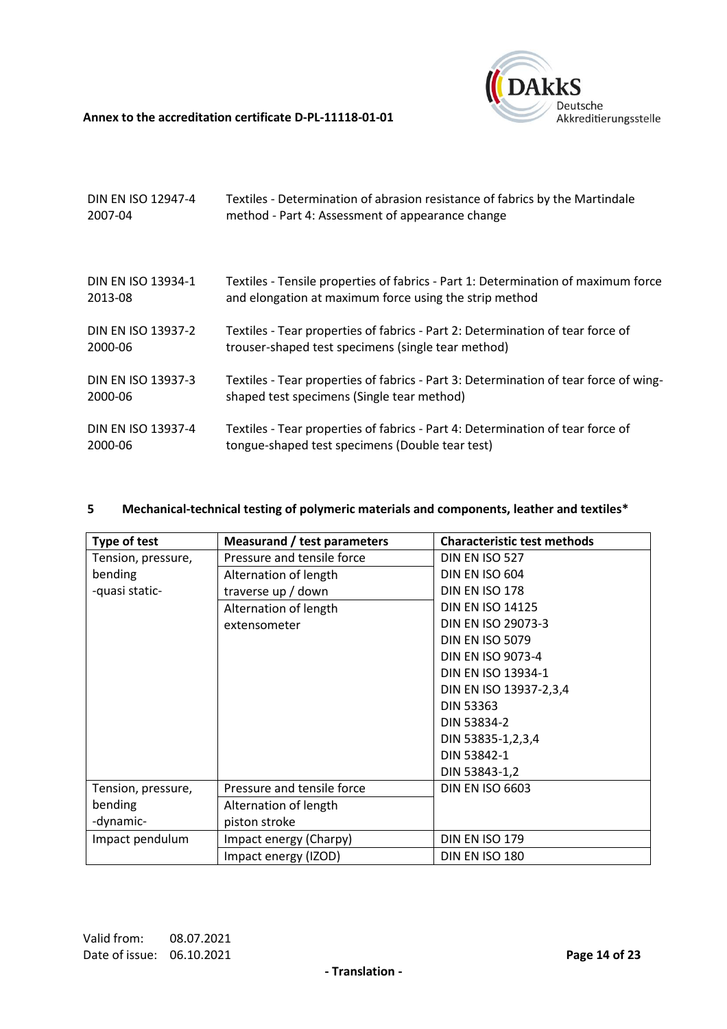| | |
|---|---|
| DIN EN ISO 12947-4 2007-04 | Textiles - Determination of abrasion resistance of fabrics by the Martindale method - Part 4: Assessment of appearance change |
| DIN EN ISO 13934-1 2013-08 | Textiles - Tensile properties of fabrics - Part 1: Determination of maximum force and elongation at maximum force using the strip method |
| DIN EN ISO 13937-2 2000-06 | Textiles - Tear properties of fabrics - Part 2: Determination of tear force of trouser-shaped test specimens (single tear method) |
| DIN EN ISO 13937-3 2000-06 | Textiles - Tear properties of fabrics - Part 3: Determination of tear force of wing-shaped test specimens (Single tear method) |
| DIN EN ISO 13937-4 2000-06 | Textiles - Tear properties of fabrics - Part 4: Determination of tear force of tongue-shaped test specimens (Double tear test) |

## 5 Mechanical-technical testing of polymeric materials and components, leather and textiles*

| Type of test | Measurand / test parameters | Characteristic test methods |
|---|---|---|
| Tension, pressure, bending -quasi static- | Pressure and tensile force<br>Alternation of length traverse up / down<br>Alternation of length extensometer | DIN EN ISO 527<br>DIN EN ISO 604<br>DIN EN ISO 178<br>DIN EN ISO 14125<br>DIN EN ISO 29073-3<br>DIN EN ISO 5079<br>DIN EN ISO 9073-4<br>DIN EN ISO 13934-1<br>DIN EN ISO 13937-2,3,4<br>DIN 53363<br>DIN 53834-2<br>DIN 53835-1,2,3,4<br>DIN 53842-1<br>DIN 53843-1,2 |
| Tension, pressure, bending -dynamic- | Pressure and tensile force<br>Alternation of length piston stroke | DIN EN ISO 6603 |
| Impact pendulum | Impact energy (Charpy) | DIN EN ISO 179 |
| | Impact energy (IZOD) | DIN EN ISO 180 |

Valid from: 08.07.2021
Date of issue: 06.10.2021

- Translation -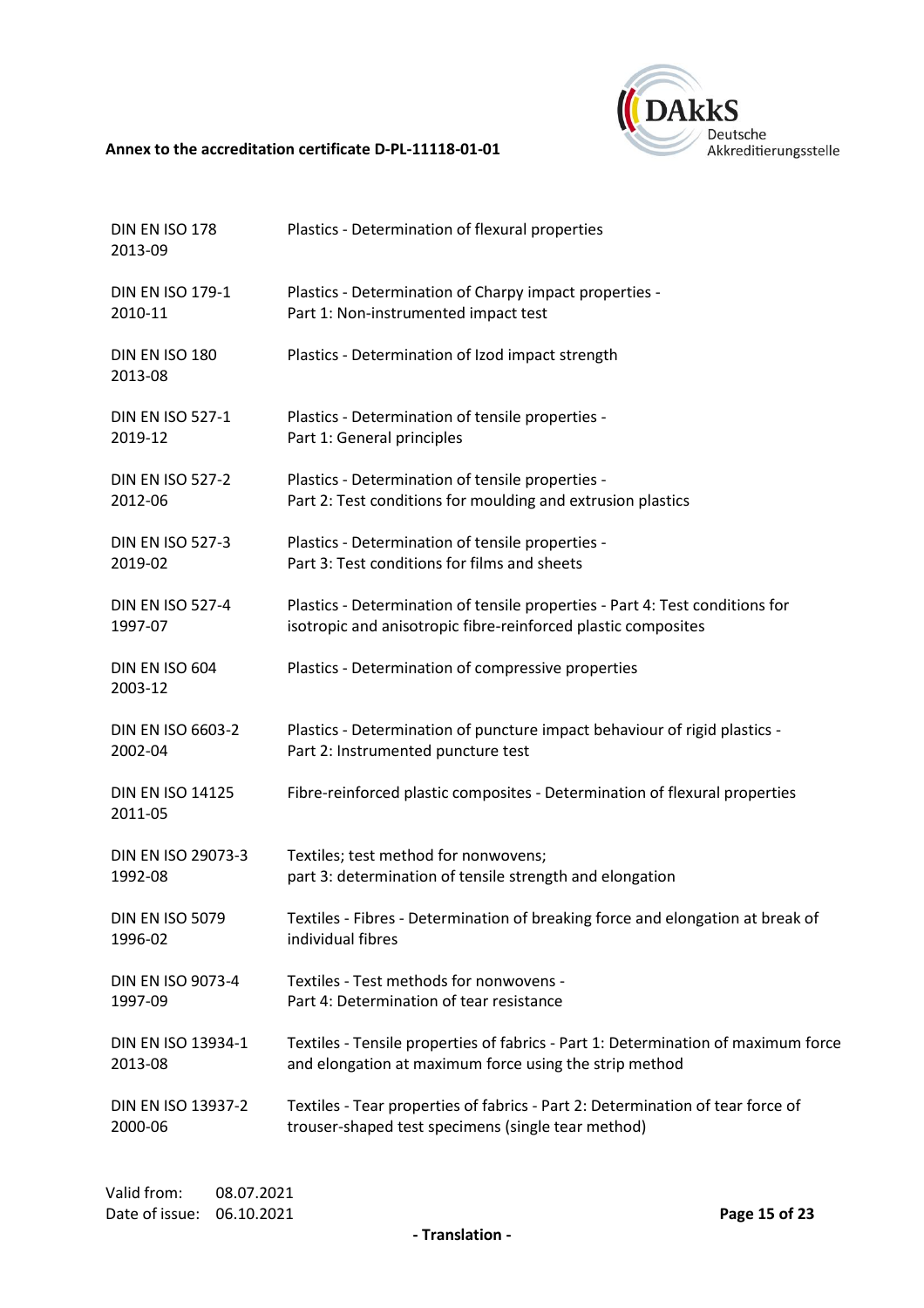| | |
|---|---|
| DIN EN ISO 178 2013-09 | Plastics - Determination of flexural properties |
| DIN EN ISO 179-1 2010-11 | Plastics - Determination of Charpy impact properties - Part 1: Non-instrumented impact test |
| DIN EN ISO 180 2013-08 | Plastics - Determination of Izod impact strength |
| DIN EN ISO 527-1 2019-12 | Plastics - Determination of tensile properties - Part 1: General principles |
| DIN EN ISO 527-2 2012-06 | Plastics - Determination of tensile properties - Part 2: Test conditions for moulding and extrusion plastics |
| DIN EN ISO 527-3 2019-02 | Plastics - Determination of tensile properties - Part 3: Test conditions for films and sheets |
| DIN EN ISO 527-4 1997-07 | Plastics - Determination of tensile properties - Part 4: Test conditions for isotropic and anisotropic fibre-reinforced plastic composites |
| DIN EN ISO 604 2003-12 | Plastics - Determination of compressive properties |
| DIN EN ISO 6603-2 2002-04 | Plastics - Determination of puncture impact behaviour of rigid plastics - Part 2: Instrumented puncture test |
| DIN EN ISO 14125 2011-05 | Fibre-reinforced plastic composites - Determination of flexural properties |
| DIN EN ISO 29073-3 1992-08 | Textiles; test method for nonwovens; part 3: determination of tensile strength and elongation |
| DIN EN ISO 5079 1996-02 | Textiles - Fibres - Determination of breaking force and elongation at break of individual fibres |
| DIN EN ISO 9073-4 1997-09 | Textiles - Test methods for nonwovens - Part 4: Determination of tear resistance |
| DIN EN ISO 13934-1 2013-08 | Textiles - Tensile properties of fabrics - Part 1: Determination of maximum force and elongation at maximum force using the strip method |
| DIN EN ISO 13937-2 2000-06 | Textiles - Tear properties of fabrics - Part 2: Determination of tear force of trouser-shaped test specimens (single tear method) |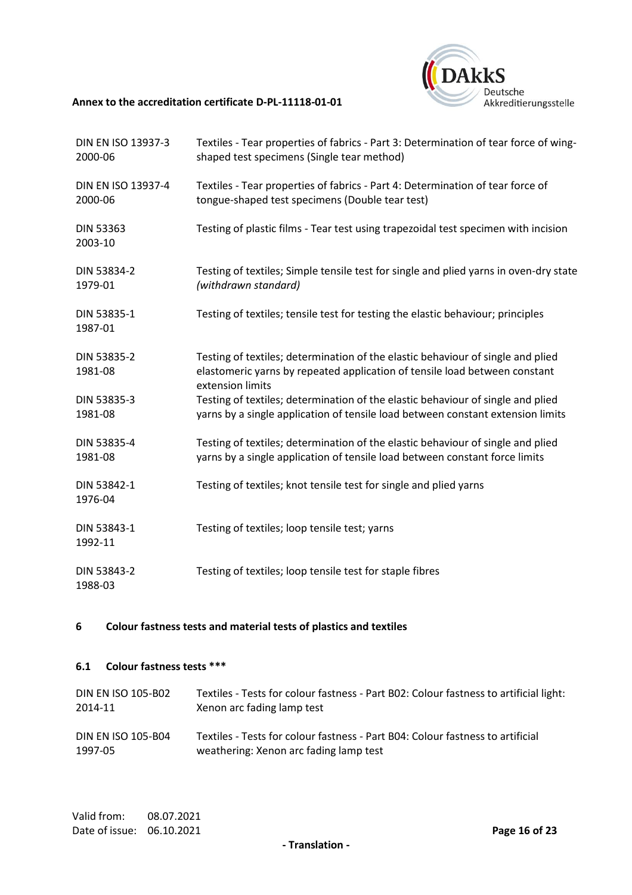| | |
|---|---|
| DIN EN ISO 13937-3 2000-06 | Textiles - Tear properties of fabrics - Part 3: Determination of tear force of wing-shaped test specimens (Single tear method) |
| DIN EN ISO 13937-4 2000-06 | Textiles - Tear properties of fabrics - Part 4: Determination of tear force of tongue-shaped test specimens (Double tear test) |
| DIN 53363 2003-10 | Testing of plastic films - Tear test using trapezoidal test specimen with incision |
| DIN 53834-2 1979-01 | Testing of textiles; Simple tensile test for single and plied yarns in oven-dry state *(withdrawn standard)* |
| DIN 53835-1 1987-01 | Testing of textiles; tensile test for testing the elastic behaviour; principles |
| DIN 53835-2 1981-08 | Testing of textiles; determination of the elastic behaviour of single and plied elastomeric yarns by repeated application of tensile load between constant extension limits |
| DIN 53835-3 1981-08 | Testing of textiles; determination of the elastic behaviour of single and plied yarns by a single application of tensile load between constant extension limits |
| DIN 53835-4 1981-08 | Testing of textiles; determination of the elastic behaviour of single and plied yarns by a single application of tensile load between constant force limits |
| DIN 53842-1 1976-04 | Testing of textiles; knot tensile test for single and plied yarns |
| DIN 53843-1 1992-11 | Testing of textiles; loop tensile test; yarns |
| DIN 53843-2 1988-03 | Testing of textiles; loop tensile test for staple fibres |

## 6 Colour fastness tests and material tests of plastics and textiles

### 6.1 Colour fastness tests ***

| | |
|---|---|
| DIN EN ISO 105-B02 2014-11 | Textiles - Tests for colour fastness - Part B02: Colour fastness to artificial light: Xenon arc fading lamp test |
| DIN EN ISO 105-B04 1997-05 | Textiles - Tests for colour fastness - Part B04: Colour fastness to artificial weathering: Xenon arc fading lamp test |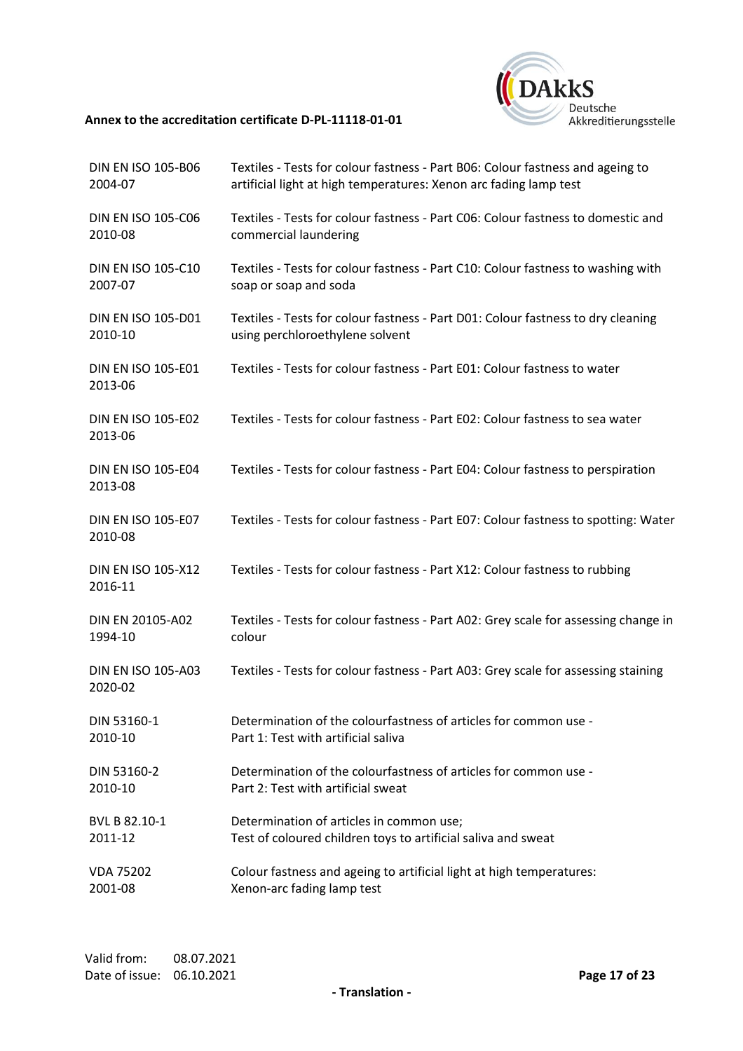| | |
|---|---|
| DIN EN ISO 105-B06 2004-07 | Textiles - Tests for colour fastness - Part B06: Colour fastness and ageing to artificial light at high temperatures: Xenon arc fading lamp test |
| DIN EN ISO 105-C06 2010-08 | Textiles - Tests for colour fastness - Part C06: Colour fastness to domestic and commercial laundering |
| DIN EN ISO 105-C10 2007-07 | Textiles - Tests for colour fastness - Part C10: Colour fastness to washing with soap or soap and soda |
| DIN EN ISO 105-D01 2010-10 | Textiles - Tests for colour fastness - Part D01: Colour fastness to dry cleaning using perchloroethylene solvent |
| DIN EN ISO 105-E01 2013-06 | Textiles - Tests for colour fastness - Part E01: Colour fastness to water |
| DIN EN ISO 105-E02 2013-06 | Textiles - Tests for colour fastness - Part E02: Colour fastness to sea water |
| DIN EN ISO 105-E04 2013-08 | Textiles - Tests for colour fastness - Part E04: Colour fastness to perspiration |
| DIN EN ISO 105-E07 2010-08 | Textiles - Tests for colour fastness - Part E07: Colour fastness to spotting: Water |
| DIN EN ISO 105-X12 2016-11 | Textiles - Tests for colour fastness - Part X12: Colour fastness to rubbing |
| DIN EN 20105-A02 1994-10 | Textiles - Tests for colour fastness - Part A02: Grey scale for assessing change in colour |
| DIN EN ISO 105-A03 2020-02 | Textiles - Tests for colour fastness - Part A03: Grey scale for assessing staining |
| DIN 53160-1 2010-10 | Determination of the colourfastness of articles for common use - Part 1: Test with artificial saliva |
| DIN 53160-2 2010-10 | Determination of the colourfastness of articles for common use - Part 2: Test with artificial sweat |
| BVL B 82.10-1 2011-12 | Determination of articles in common use; Test of coloured children toys to artificial saliva and sweat |
| VDA 75202 2001-08 | Colour fastness and ageing to artificial light at high temperatures: Xenon-arc fading lamp test |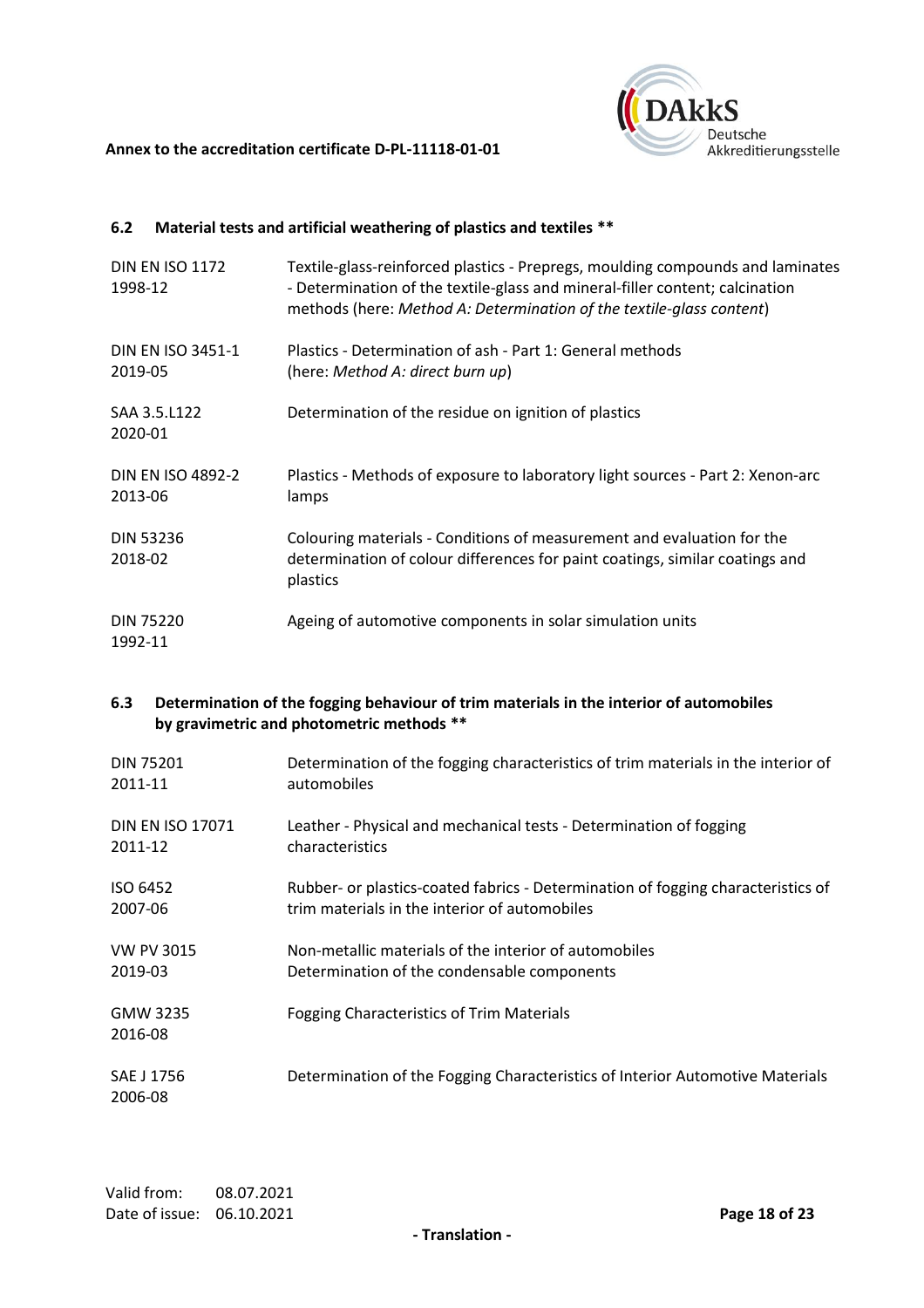### 6.2 Material tests and artificial weathering of plastics and textiles **

| | |
|---|---|
| DIN EN ISO 1172 1998-12 | Textile-glass-reinforced plastics - Prepregs, moulding compounds and laminates - Determination of the textile-glass and mineral-filler content; calcination methods (here: *Method A: Determination of the textile-glass content*) |
| DIN EN ISO 3451-1 2019-05 | Plastics - Determination of ash - Part 1: General methods (here: *Method A: direct burn up*) |
| SAA 3.5.L122 2020-01 | Determination of the residue on ignition of plastics |
| DIN EN ISO 4892-2 2013-06 | Plastics - Methods of exposure to laboratory light sources - Part 2: Xenon-arc lamps |
| DIN 53236 2018-02 | Colouring materials - Conditions of measurement and evaluation for the determination of colour differences for paint coatings, similar coatings and plastics |
| DIN 75220 1992-11 | Ageing of automotive components in solar simulation units |

### 6.3 Determination of the fogging behaviour of trim materials in the interior of automobiles by gravimetric and photometric methods **

| | |
|---|---|
| DIN 75201 2011-11 | Determination of the fogging characteristics of trim materials in the interior of automobiles |
| DIN EN ISO 17071 2011-12 | Leather - Physical and mechanical tests - Determination of fogging characteristics |
| ISO 6452 2007-06 | Rubber- or plastics-coated fabrics - Determination of fogging characteristics of trim materials in the interior of automobiles |
| VW PV 3015 2019-03 | Non-metallic materials of the interior of automobiles Determination of the condensable components |
| GMW 3235 2016-08 | Fogging Characteristics of Trim Materials |
| SAE J 1756 2006-08 | Determination of the Fogging Characteristics of Interior Automotive Materials |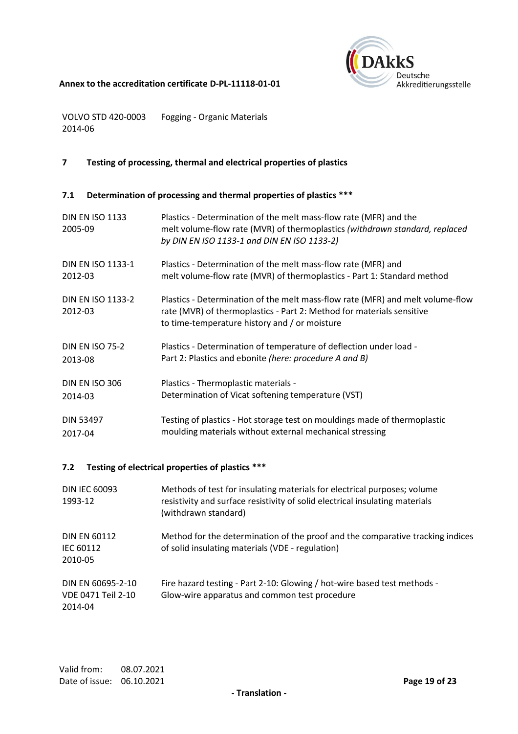| | |
|---|---|
| VOLVO STD 420-0003<br>2014-06 | Fogging - Organic Materials |

## 7 Testing of processing, thermal and electrical properties of plastics

### 7.1 Determination of processing and thermal properties of plastics ***

| | |
|---|---|
| DIN EN ISO 1133<br>2005-09 | Plastics - Determination of the melt mass-flow rate (MFR) and the melt volume-flow rate (MVR) of thermoplastics *(withdrawn standard, replaced by DIN EN ISO 1133-1 and DIN EN ISO 1133-2)* |
| DIN EN ISO 1133-1<br>2012-03 | Plastics - Determination of the melt mass-flow rate (MFR) and melt volume-flow rate (MVR) of thermoplastics - Part 1: Standard method |
| DIN EN ISO 1133-2<br>2012-03 | Plastics - Determination of the melt mass-flow rate (MFR) and melt volume-flow rate (MVR) of thermoplastics - Part 2: Method for materials sensitive to time-temperature history and / or moisture |
| DIN EN ISO 75-2<br>2013-08 | Plastics - Determination of temperature of deflection under load - Part 2: Plastics and ebonite *(here: procedure A and B)* |
| DIN EN ISO 306<br>2014-03 | Plastics - Thermoplastic materials - Determination of Vicat softening temperature (VST) |
| DIN 53497<br>2017-04 | Testing of plastics - Hot storage test on mouldings made of thermoplastic moulding materials without external mechanical stressing |

### 7.2 Testing of electrical properties of plastics ***

| | |
|---|---|
| DIN IEC 60093<br>1993-12 | Methods of test for insulating materials for electrical purposes; volume resistivity and surface resistivity of solid electrical insulating materials (withdrawn standard) |
| DIN EN 60112<br>IEC 60112<br>2010-05 | Method for the determination of the proof and the comparative tracking indices of solid insulating materials (VDE - regulation) |
| DIN EN 60695-2-10<br>VDE 0471 Teil 2-10<br>2014-04 | Fire hazard testing - Part 2-10: Glowing / hot-wire based test methods - Glow-wire apparatus and common test procedure |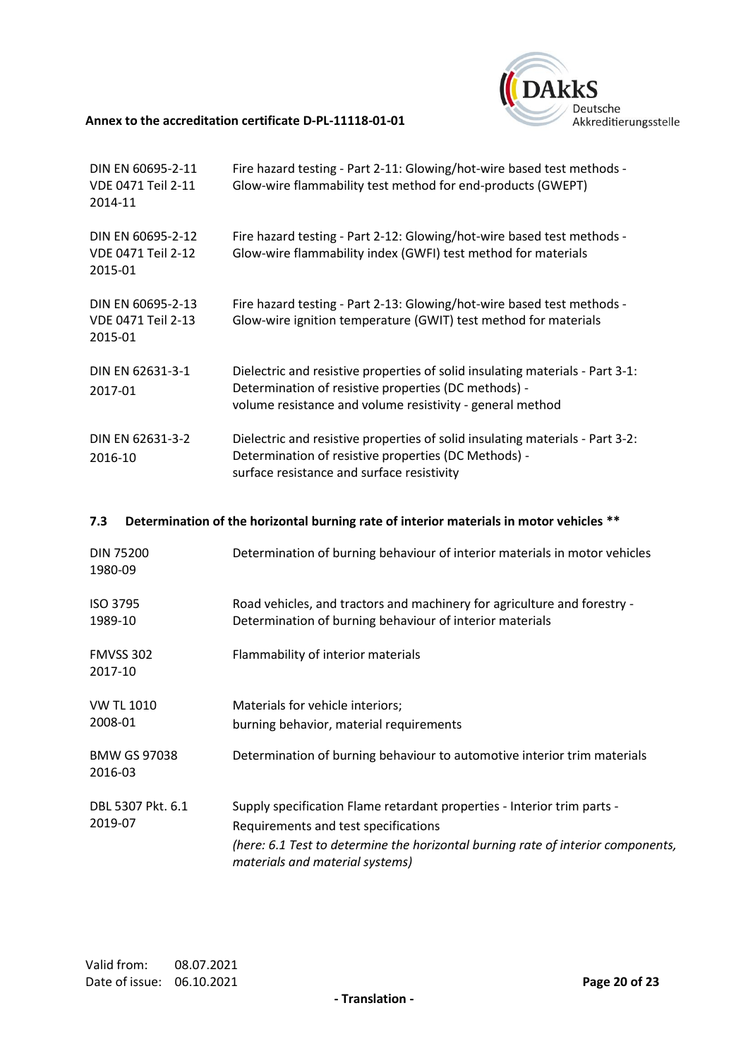| | |
|---|---|
| DIN EN 60695-2-11<br>VDE 0471 Teil 2-11<br>2014-11 | Fire hazard testing - Part 2-11: Glowing/hot-wire based test methods - Glow-wire flammability test method for end-products (GWEPT) |
| DIN EN 60695-2-12<br>VDE 0471 Teil 2-12<br>2015-01 | Fire hazard testing - Part 2-12: Glowing/hot-wire based test methods - Glow-wire flammability index (GWFI) test method for materials |
| DIN EN 60695-2-13<br>VDE 0471 Teil 2-13<br>2015-01 | Fire hazard testing - Part 2-13: Glowing/hot-wire based test methods - Glow-wire ignition temperature (GWIT) test method for materials |
| DIN EN 62631-3-1<br>2017-01 | Dielectric and resistive properties of solid insulating materials - Part 3-1: Determination of resistive properties (DC methods) - volume resistance and volume resistivity - general method |
| DIN EN 62631-3-2<br>2016-10 | Dielectric and resistive properties of solid insulating materials - Part 3-2: Determination of resistive properties (DC Methods) - surface resistance and surface resistivity |

### 7.3 Determination of the horizontal burning rate of interior materials in motor vehicles **

| | |
|---|---|
| DIN 75200<br>1980-09 | Determination of burning behaviour of interior materials in motor vehicles |
| ISO 3795<br>1989-10 | Road vehicles, and tractors and machinery for agriculture and forestry - Determination of burning behaviour of interior materials |
| FMVSS 302<br>2017-10 | Flammability of interior materials |
| VW TL 1010<br>2008-01 | Materials for vehicle interiors;<br>burning behavior, material requirements |
| BMW GS 97038<br>2016-03 | Determination of burning behaviour to automotive interior trim materials |
| DBL 5307 Pkt. 6.1<br>2019-07 | Supply specification Flame retardant properties - Interior trim parts - Requirements and test specifications<br>*(here: 6.1 Test to determine the horizontal burning rate of interior components, materials and material systems)* |

Valid from: 08.07.2021
Date of issue: 06.10.2021

- Translation -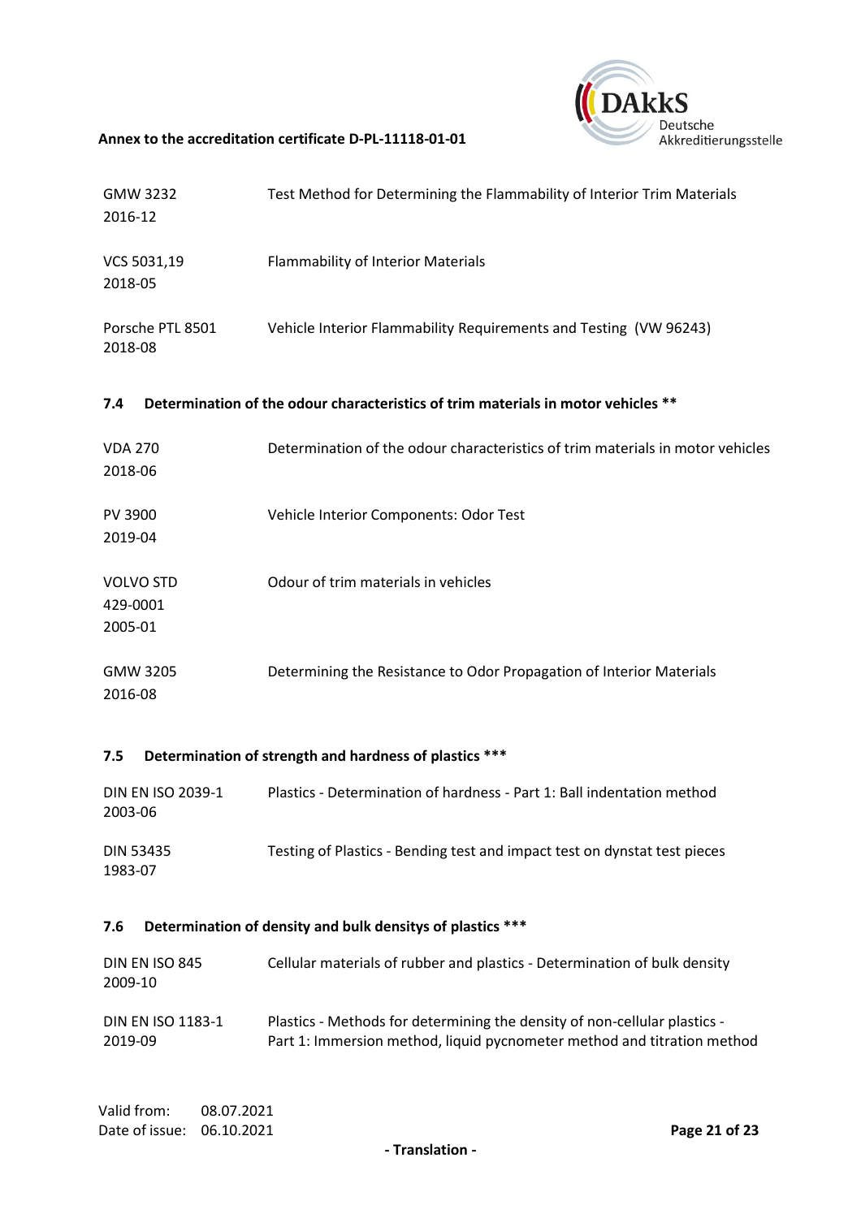| | |
|---|---|
| GMW 3232 2016-12 | Test Method for Determining the Flammability of Interior Trim Materials |
| VCS 5031,19 2018-05 | Flammability of Interior Materials |
| Porsche PTL 8501 2018-08 | Vehicle Interior Flammability Requirements and Testing (VW 96243) |

### 7.4 Determination of the odour characteristics of trim materials in motor vehicles **

| | |
|---|---|
| VDA 270 2018-06 | Determination of the odour characteristics of trim materials in motor vehicles |
| PV 3900 2019-04 | Vehicle Interior Components: Odor Test |
| VOLVO STD 429-0001 2005-01 | Odour of trim materials in vehicles |
| GMW 3205 2016-08 | Determining the Resistance to Odor Propagation of Interior Materials |

### 7.5 Determination of strength and hardness of plastics ***

| | |
|---|---|
| DIN EN ISO 2039-1 2003-06 | Plastics - Determination of hardness - Part 1: Ball indentation method |
| DIN 53435 1983-07 | Testing of Plastics - Bending test and impact test on dynstat test pieces |

### 7.6 Determination of density and bulk densitys of plastics ***

| | |
|---|---|
| DIN EN ISO 845 2009-10 | Cellular materials of rubber and plastics - Determination of bulk density |
| DIN EN ISO 1183-1 2019-09 | Plastics - Methods for determining the density of non-cellular plastics - Part 1: Immersion method, liquid pycnometer method and titration method |

Valid from: 08.07.2021
Date of issue: 06.10.2021

- Translation -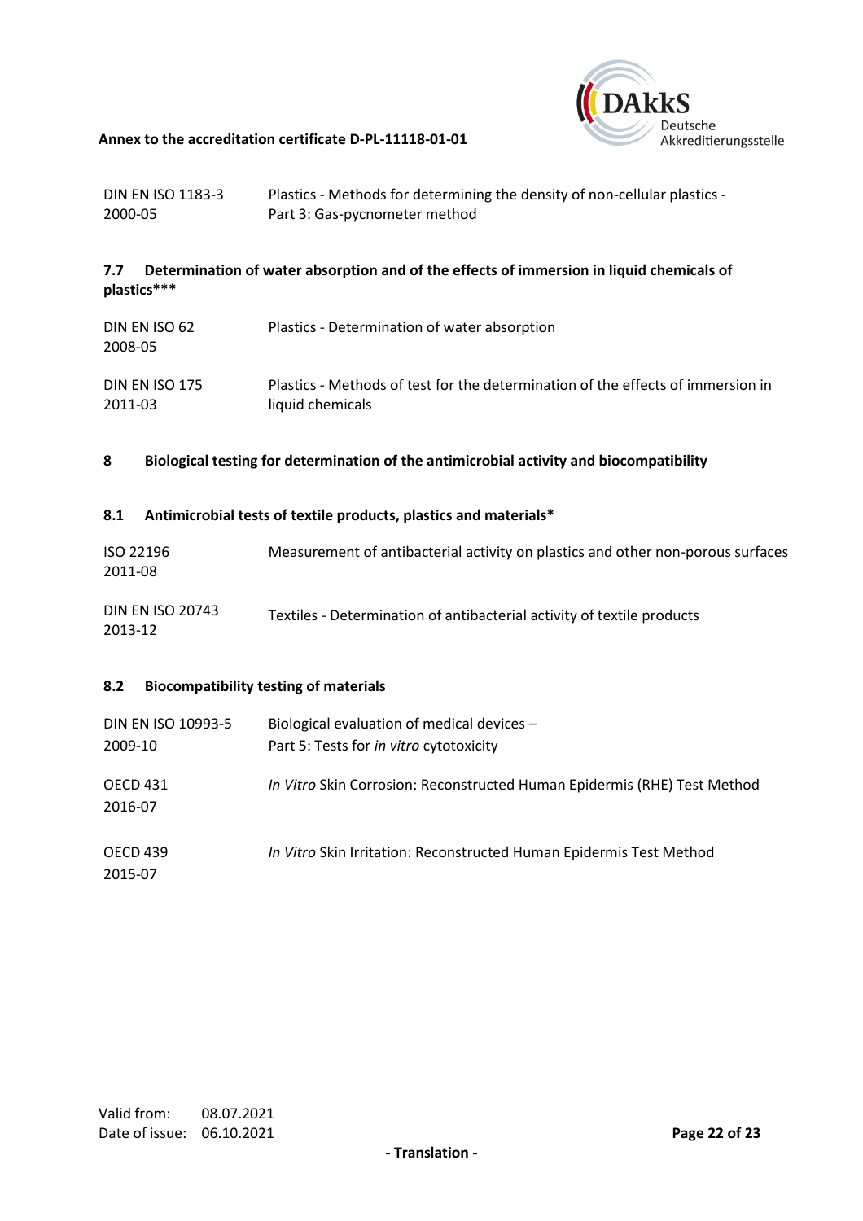| | |
|---|---|
| DIN EN ISO 1183-3<br>2000-05 | Plastics - Methods for determining the density of non-cellular plastics - Part 3: Gas-pycnometer method |

### 7.7 Determination of water absorption and of the effects of immersion in liquid chemicals of plastics***

| | |
|---|---|
| DIN EN ISO 62<br>2008-05 | Plastics - Determination of water absorption |
| DIN EN ISO 175<br>2011-03 | Plastics - Methods of test for the determination of the effects of immersion in liquid chemicals |

## 8 Biological testing for determination of the antimicrobial activity and biocompatibility

### 8.1 Antimicrobial tests of textile products, plastics and materials*

| | |
|---|---|
| ISO 22196<br>2011-08 | Measurement of antibacterial activity on plastics and other non-porous surfaces |
| DIN EN ISO 20743<br>2013-12 | Textiles - Determination of antibacterial activity of textile products |

### 8.2 Biocompatibility testing of materials

| | |
|---|---|
| DIN EN ISO 10993-5<br>2009-10 | Biological evaluation of medical devices – Part 5: Tests for *in vitro* cytotoxicity |
| OECD 431<br>2016-07 | *In Vitro* Skin Corrosion: Reconstructed Human Epidermis (RHE) Test Method |
| OECD 439<br>2015-07 | *In Vitro* Skin Irritation: Reconstructed Human Epidermis Test Method |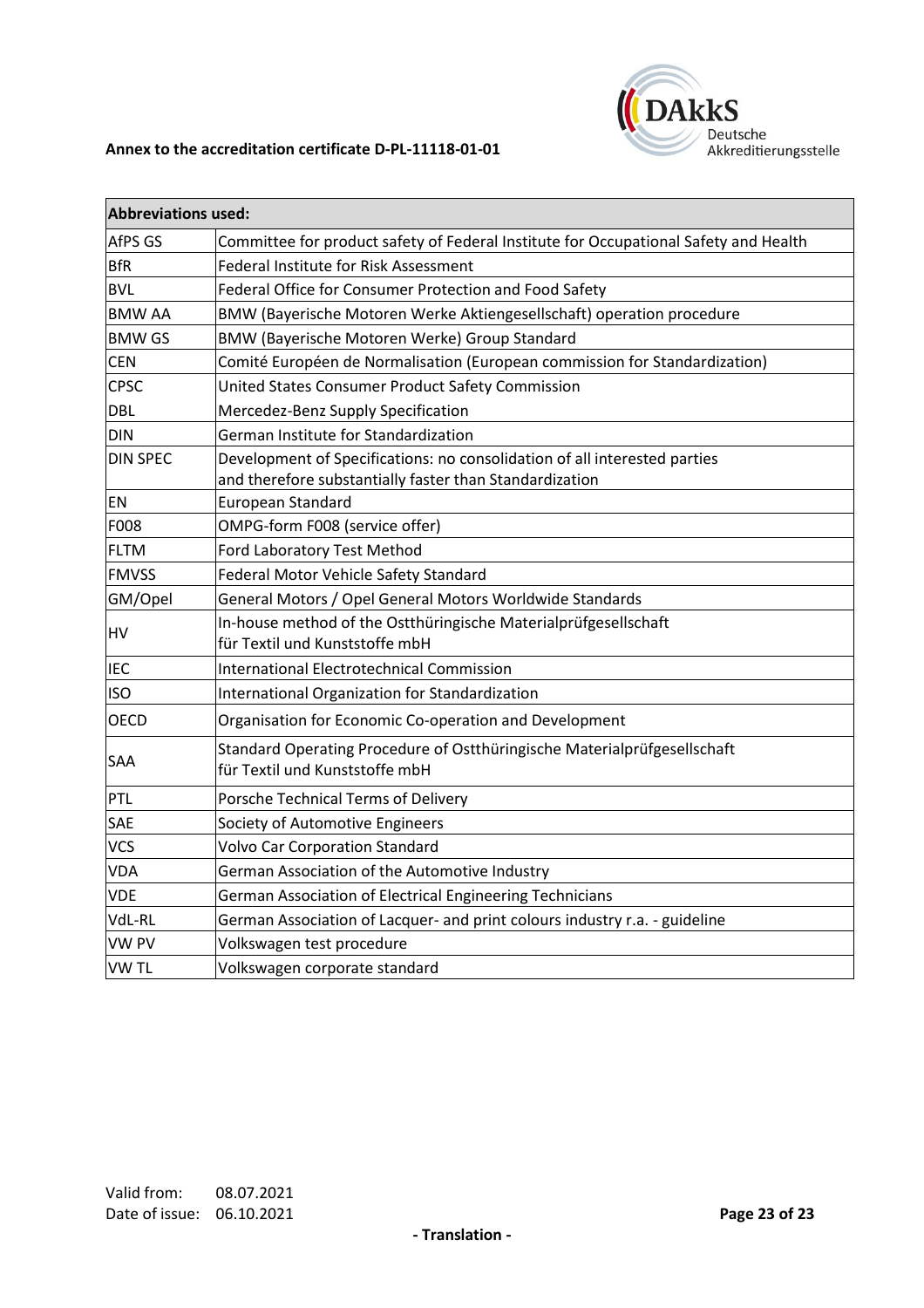**Annex to the accreditation certificate D-PL-11118-01-01**

| Abbreviations used: | |
|---|---|
| AfPS GS | Committee for product safety of Federal Institute for Occupational Safety and Health |
| BfR | Federal Institute for Risk Assessment |
| BVL | Federal Office for Consumer Protection and Food Safety |
| BMW AA | BMW (Bayerische Motoren Werke Aktiengesellschaft) operation procedure |
| BMW GS | BMW (Bayerische Motoren Werke) Group Standard |
| CEN | Comité Européen de Normalisation (European commission for Standardization) |
| CPSC | United States Consumer Product Safety Commission |
| DBL | Mercedez-Benz Supply Specification |
| DIN | German Institute for Standardization |
| DIN SPEC | Development of Specifications: no consolidation of all interested parties and therefore substantially faster than Standardization |
| EN | European Standard |
| F008 | OMPG-form F008 (service offer) |
| FLTM | Ford Laboratory Test Method |
| FMVSS | Federal Motor Vehicle Safety Standard |
| GM/Opel | General Motors / Opel General Motors Worldwide Standards |
| HV | In-house method of the Ostthüringische Materialprüfgesellschaft für Textil und Kunststoffe mbH |
| IEC | International Electrotechnical Commission |
| ISO | International Organization for Standardization |
| OECD | Organisation for Economic Co-operation and Development |
| SAA | Standard Operating Procedure of Ostthüringische Materialprüfgesellschaft für Textil und Kunststoffe mbH |
| PTL | Porsche Technical Terms of Delivery |
| SAE | Society of Automotive Engineers |
| VCS | Volvo Car Corporation Standard |
| VDA | German Association of the Automotive Industry |
| VDE | German Association of Electrical Engineering Technicians |
| VdL-RL | German Association of Lacquer- and print colours industry r.a. - guideline |
| VW PV | Volkswagen test procedure |
| VW TL | Volkswagen corporate standard |

Valid from: 08.07.2021
Date of issue: 06.10.2021

- Translation -